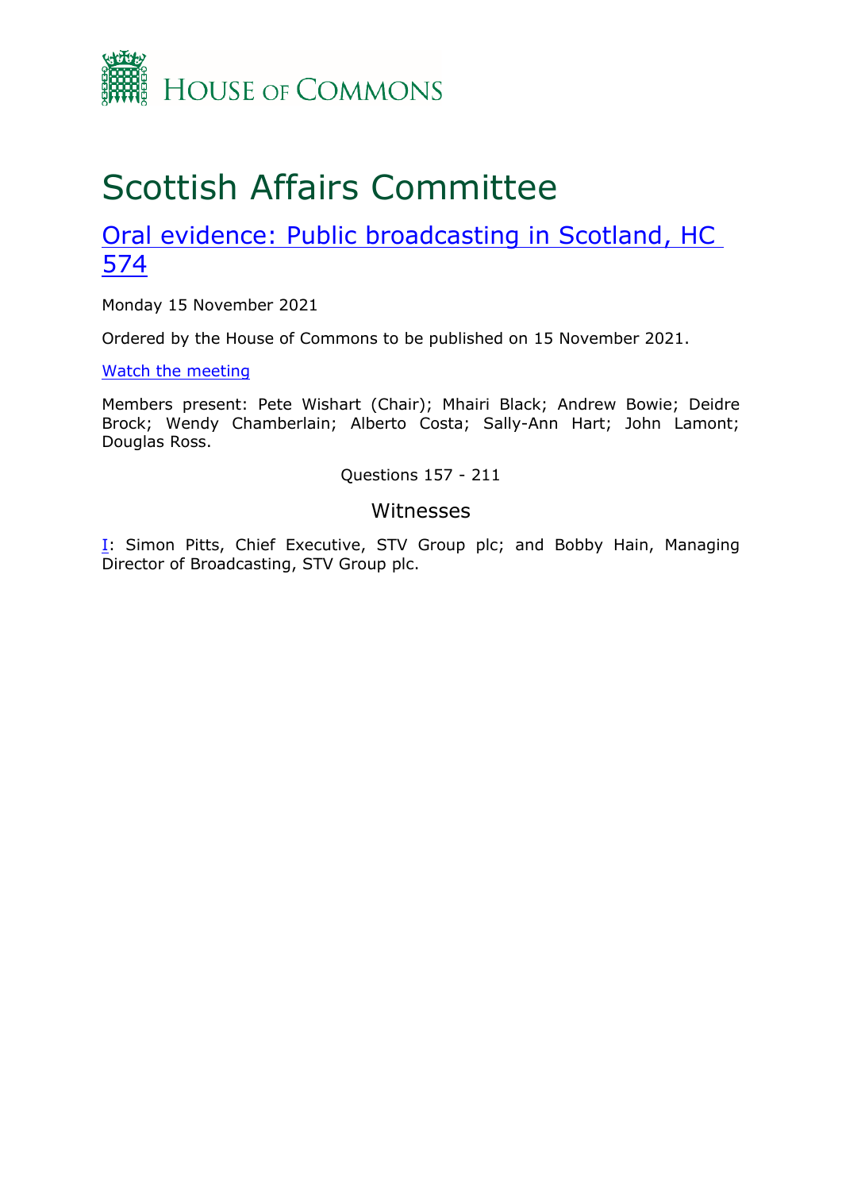HOUSE OF COMMONS

# Scottish Affairs Committee

## [Oral evidence: Public broadcasting in Scotland, HC 574]

Monday 15 November 2021

Ordered by the House of Commons to be published on 15 November 2021.

[Watch the meeting]

Members present: Pete Wishart (Chair); Mhairi Black; Andrew Bowie; Deidre Brock; Wendy Chamberlain; Alberto Costa; Sally-Ann Hart; John Lamont; Douglas Ross.

Questions 157 - 211

### Witnesses

[I]: Simon Pitts, Chief Executive, STV Group plc; and Bobby Hain, Managing Director of Broadcasting, STV Group plc.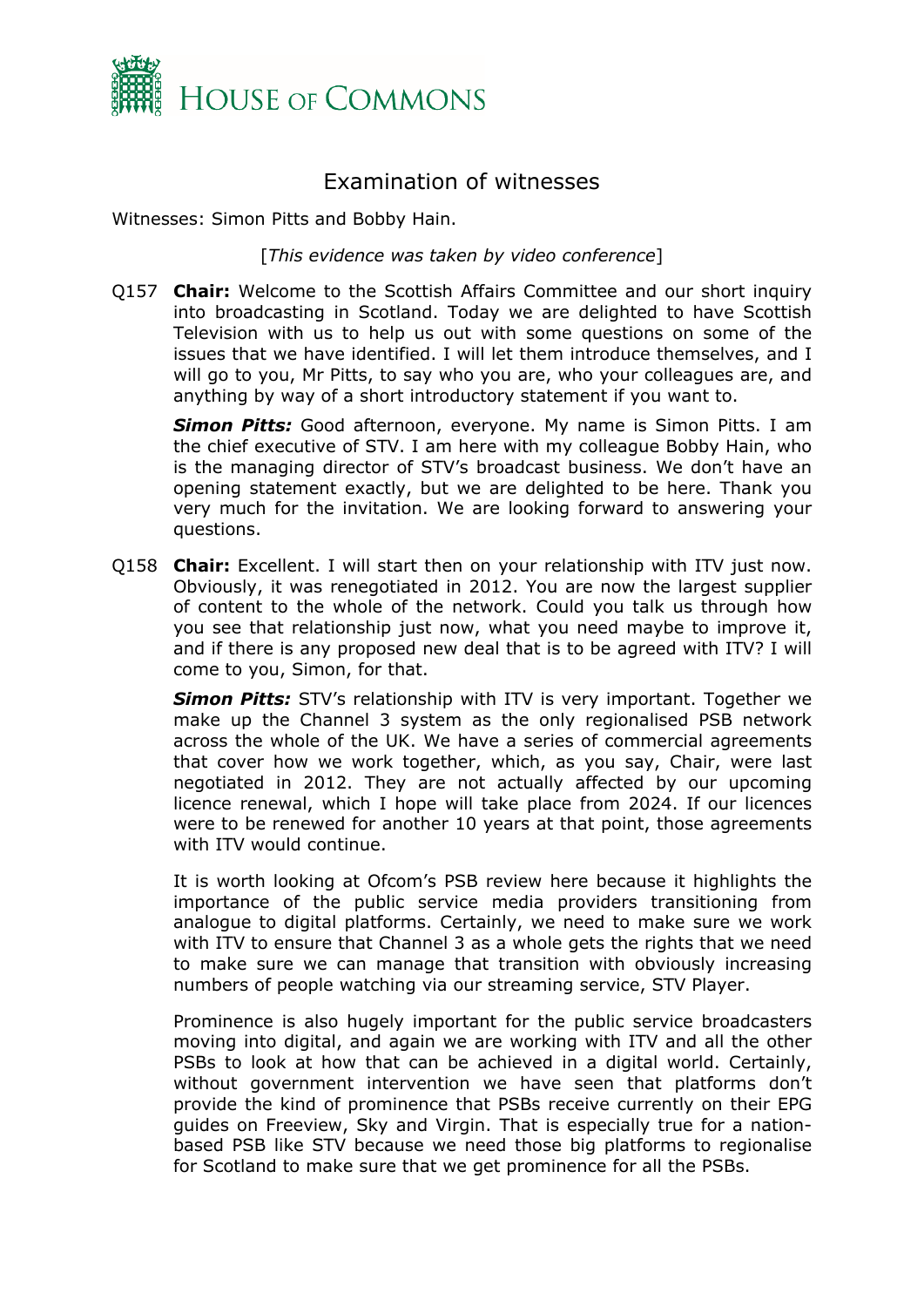# Examination of witnesses

Witnesses: Simon Pitts and Bobby Hain.

[*This evidence was taken by video conference*]

Q157 **Chair:** Welcome to the Scottish Affairs Committee and our short inquiry into broadcasting in Scotland. Today we are delighted to have Scottish Television with us to help us out with some questions on some of the issues that we have identified. I will let them introduce themselves, and I will go to you, Mr Pitts, to say who you are, who your colleagues are, and anything by way of a short introductory statement if you want to.

***Simon Pitts:*** Good afternoon, everyone. My name is Simon Pitts. I am the chief executive of STV. I am here with my colleague Bobby Hain, who is the managing director of STV's broadcast business. We don't have an opening statement exactly, but we are delighted to be here. Thank you very much for the invitation. We are looking forward to answering your questions.

Q158 **Chair:** Excellent. I will start then on your relationship with ITV just now. Obviously, it was renegotiated in 2012. You are now the largest supplier of content to the whole of the network. Could you talk us through how you see that relationship just now, what you need maybe to improve it, and if there is any proposed new deal that is to be agreed with ITV? I will come to you, Simon, for that.

***Simon Pitts:*** STV's relationship with ITV is very important. Together we make up the Channel 3 system as the only regionalised PSB network across the whole of the UK. We have a series of commercial agreements that cover how we work together, which, as you say, Chair, were last negotiated in 2012. They are not actually affected by our upcoming licence renewal, which I hope will take place from 2024. If our licences were to be renewed for another 10 years at that point, those agreements with ITV would continue.

It is worth looking at Ofcom's PSB review here because it highlights the importance of the public service media providers transitioning from analogue to digital platforms. Certainly, we need to make sure we work with ITV to ensure that Channel 3 as a whole gets the rights that we need to make sure we can manage that transition with obviously increasing numbers of people watching via our streaming service, STV Player.

Prominence is also hugely important for the public service broadcasters moving into digital, and again we are working with ITV and all the other PSBs to look at how that can be achieved in a digital world. Certainly, without government intervention we have seen that platforms don't provide the kind of prominence that PSBs receive currently on their EPG guides on Freeview, Sky and Virgin. That is especially true for a nation-based PSB like STV because we need those big platforms to regionalise for Scotland to make sure that we get prominence for all the PSBs.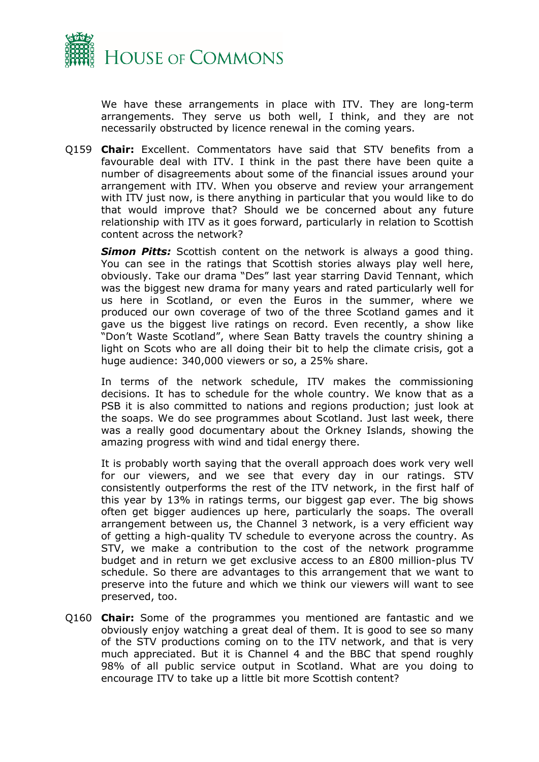We have these arrangements in place with ITV. They are long-term arrangements. They serve us both well, I think, and they are not necessarily obstructed by licence renewal in the coming years.

Q159 **Chair:** Excellent. Commentators have said that STV benefits from a favourable deal with ITV. I think in the past there have been quite a number of disagreements about some of the financial issues around your arrangement with ITV. When you observe and review your arrangement with ITV just now, is there anything in particular that you would like to do that would improve that? Should we be concerned about any future relationship with ITV as it goes forward, particularly in relation to Scottish content across the network?

***Simon Pitts:*** Scottish content on the network is always a good thing. You can see in the ratings that Scottish stories always play well here, obviously. Take our drama "Des" last year starring David Tennant, which was the biggest new drama for many years and rated particularly well for us here in Scotland, or even the Euros in the summer, where we produced our own coverage of two of the three Scotland games and it gave us the biggest live ratings on record. Even recently, a show like "Don't Waste Scotland", where Sean Batty travels the country shining a light on Scots who are all doing their bit to help the climate crisis, got a huge audience: 340,000 viewers or so, a 25% share.

In terms of the network schedule, ITV makes the commissioning decisions. It has to schedule for the whole country. We know that as a PSB it is also committed to nations and regions production; just look at the soaps. We do see programmes about Scotland. Just last week, there was a really good documentary about the Orkney Islands, showing the amazing progress with wind and tidal energy there.

It is probably worth saying that the overall approach does work very well for our viewers, and we see that every day in our ratings. STV consistently outperforms the rest of the ITV network, in the first half of this year by 13% in ratings terms, our biggest gap ever. The big shows often get bigger audiences up here, particularly the soaps. The overall arrangement between us, the Channel 3 network, is a very efficient way of getting a high-quality TV schedule to everyone across the country. As STV, we make a contribution to the cost of the network programme budget and in return we get exclusive access to an £800 million-plus TV schedule. So there are advantages to this arrangement that we want to preserve into the future and which we think our viewers will want to see preserved, too.

Q160 **Chair:** Some of the programmes you mentioned are fantastic and we obviously enjoy watching a great deal of them. It is good to see so many of the STV productions coming on to the ITV network, and that is very much appreciated. But it is Channel 4 and the BBC that spend roughly 98% of all public service output in Scotland. What are you doing to encourage ITV to take up a little bit more Scottish content?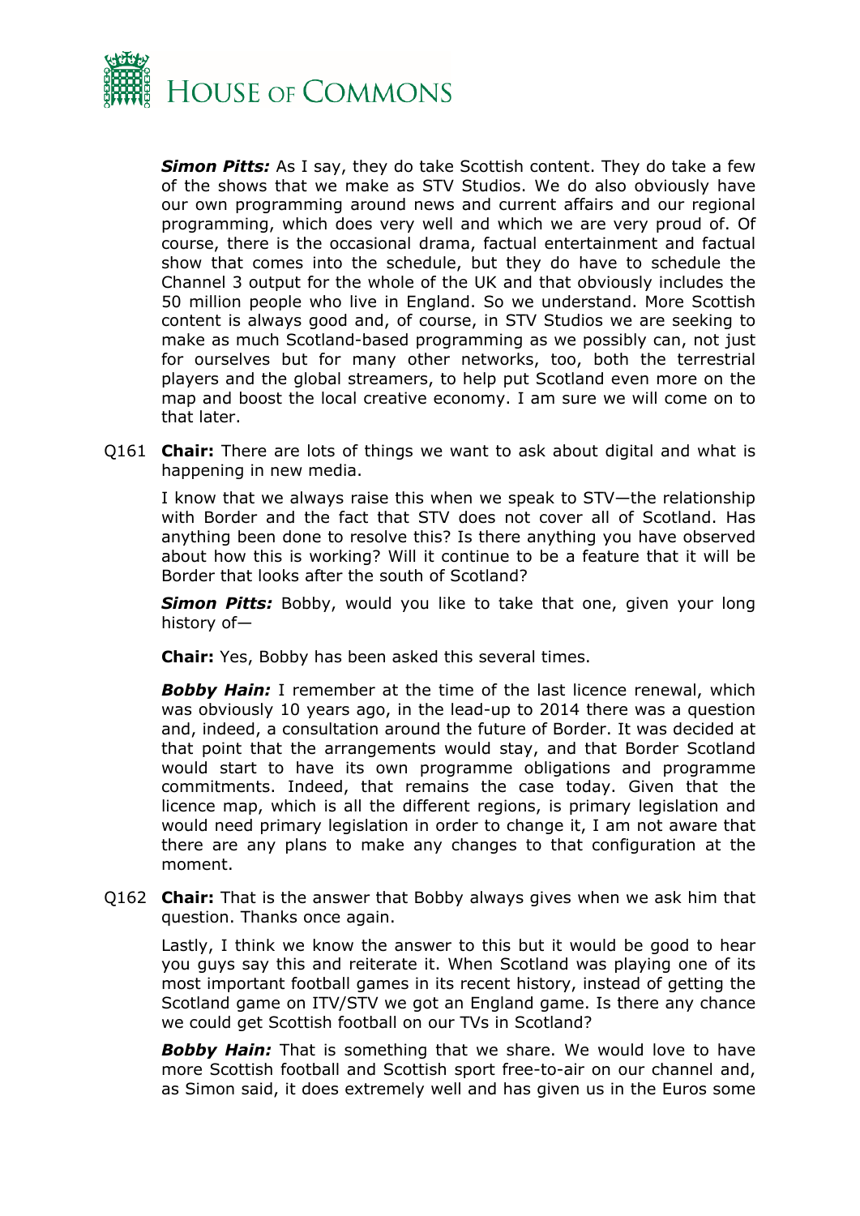***Simon Pitts:*** As I say, they do take Scottish content. They do take a few of the shows that we make as STV Studios. We do also obviously have our own programming around news and current affairs and our regional programming, which does very well and which we are very proud of. Of course, there is the occasional drama, factual entertainment and factual show that comes into the schedule, but they do have to schedule the Channel 3 output for the whole of the UK and that obviously includes the 50 million people who live in England. So we understand. More Scottish content is always good and, of course, in STV Studios we are seeking to make as much Scotland-based programming as we possibly can, not just for ourselves but for many other networks, too, both the terrestrial players and the global streamers, to help put Scotland even more on the map and boost the local creative economy. I am sure we will come on to that later.

Q161 **Chair:** There are lots of things we want to ask about digital and what is happening in new media.

I know that we always raise this when we speak to STV—the relationship with Border and the fact that STV does not cover all of Scotland. Has anything been done to resolve this? Is there anything you have observed about how this is working? Will it continue to be a feature that it will be Border that looks after the south of Scotland?

***Simon Pitts:*** Bobby, would you like to take that one, given your long history of—

**Chair:** Yes, Bobby has been asked this several times.

***Bobby Hain:*** I remember at the time of the last licence renewal, which was obviously 10 years ago, in the lead-up to 2014 there was a question and, indeed, a consultation around the future of Border. It was decided at that point that the arrangements would stay, and that Border Scotland would start to have its own programme obligations and programme commitments. Indeed, that remains the case today. Given that the licence map, which is all the different regions, is primary legislation and would need primary legislation in order to change it, I am not aware that there are any plans to make any changes to that configuration at the moment.

Q162 **Chair:** That is the answer that Bobby always gives when we ask him that question. Thanks once again.

Lastly, I think we know the answer to this but it would be good to hear you guys say this and reiterate it. When Scotland was playing one of its most important football games in its recent history, instead of getting the Scotland game on ITV/STV we got an England game. Is there any chance we could get Scottish football on our TVs in Scotland?

***Bobby Hain:*** That is something that we share. We would love to have more Scottish football and Scottish sport free-to-air on our channel and, as Simon said, it does extremely well and has given us in the Euros some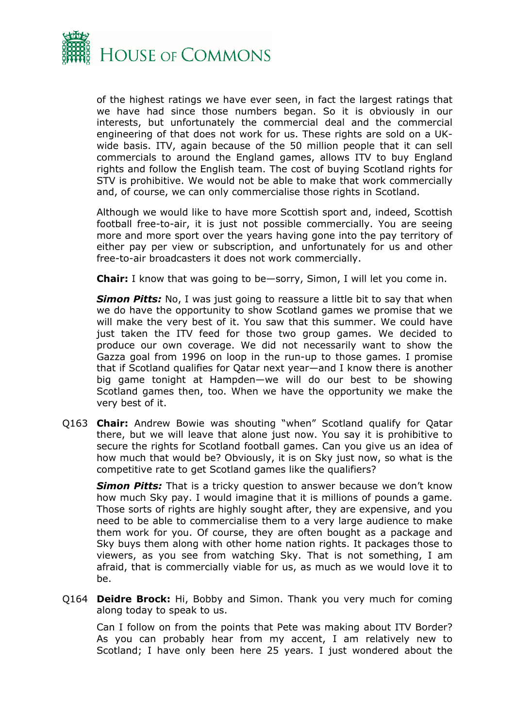of the highest ratings we have ever seen, in fact the largest ratings that we have had since those numbers began. So it is obviously in our interests, but unfortunately the commercial deal and the commercial engineering of that does not work for us. These rights are sold on a UK-wide basis. ITV, again because of the 50 million people that it can sell commercials to around the England games, allows ITV to buy England rights and follow the English team. The cost of buying Scotland rights for STV is prohibitive. We would not be able to make that work commercially and, of course, we can only commercialise those rights in Scotland.

Although we would like to have more Scottish sport and, indeed, Scottish football free-to-air, it is just not possible commercially. You are seeing more and more sport over the years having gone into the pay territory of either pay per view or subscription, and unfortunately for us and other free-to-air broadcasters it does not work commercially.

**Chair:** I know that was going to be—sorry, Simon, I will let you come in.

***Simon Pitts:*** No, I was just going to reassure a little bit to say that when we do have the opportunity to show Scotland games we promise that we will make the very best of it. You saw that this summer. We could have just taken the ITV feed for those two group games. We decided to produce our own coverage. We did not necessarily want to show the Gazza goal from 1996 on loop in the run-up to those games. I promise that if Scotland qualifies for Qatar next year—and I know there is another big game tonight at Hampden—we will do our best to be showing Scotland games then, too. When we have the opportunity we make the very best of it.

Q163 **Chair:** Andrew Bowie was shouting "when" Scotland qualify for Qatar there, but we will leave that alone just now. You say it is prohibitive to secure the rights for Scotland football games. Can you give us an idea of how much that would be? Obviously, it is on Sky just now, so what is the competitive rate to get Scotland games like the qualifiers?

***Simon Pitts:*** That is a tricky question to answer because we don't know how much Sky pay. I would imagine that it is millions of pounds a game. Those sorts of rights are highly sought after, they are expensive, and you need to be able to commercialise them to a very large audience to make them work for you. Of course, they are often bought as a package and Sky buys them along with other home nation rights. It packages those to viewers, as you see from watching Sky. That is not something, I am afraid, that is commercially viable for us, as much as we would love it to be.

Q164 **Deidre Brock:** Hi, Bobby and Simon. Thank you very much for coming along today to speak to us.

Can I follow on from the points that Pete was making about ITV Border? As you can probably hear from my accent, I am relatively new to Scotland; I have only been here 25 years. I just wondered about the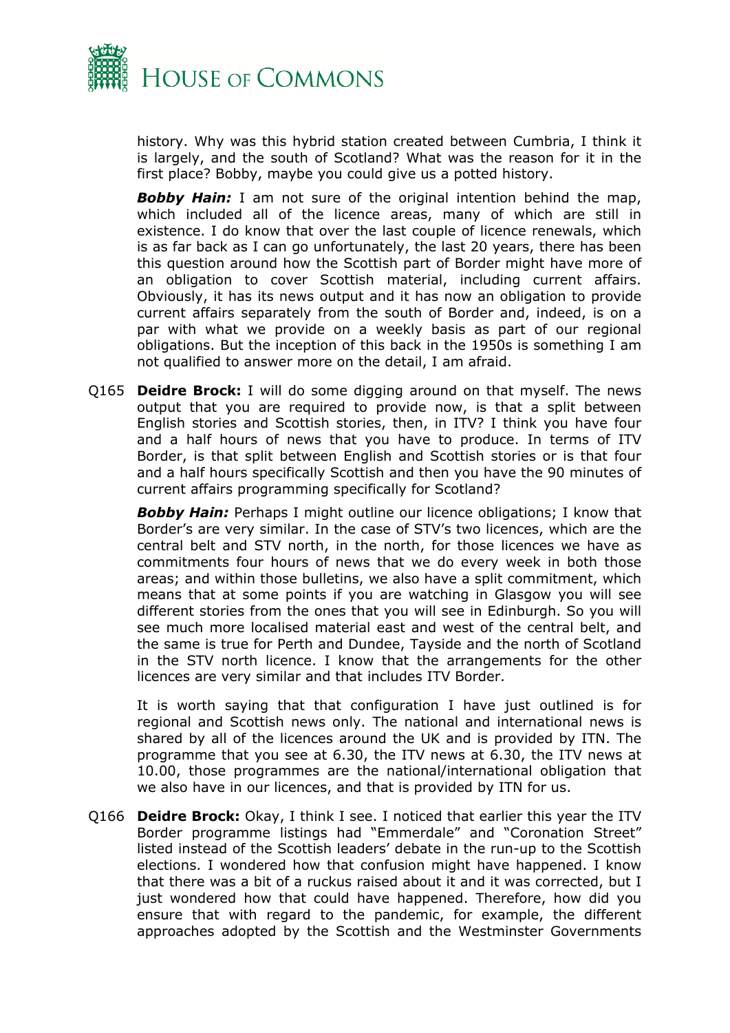history. Why was this hybrid station created between Cumbria, I think it is largely, and the south of Scotland? What was the reason for it in the first place? Bobby, maybe you could give us a potted history.

***Bobby Hain:*** I am not sure of the original intention behind the map, which included all of the licence areas, many of which are still in existence. I do know that over the last couple of licence renewals, which is as far back as I can go unfortunately, the last 20 years, there has been this question around how the Scottish part of Border might have more of an obligation to cover Scottish material, including current affairs. Obviously, it has its news output and it has now an obligation to provide current affairs separately from the south of Border and, indeed, is on a par with what we provide on a weekly basis as part of our regional obligations. But the inception of this back in the 1950s is something I am not qualified to answer more on the detail, I am afraid.

Q165 **Deidre Brock:** I will do some digging around on that myself. The news output that you are required to provide now, is that a split between English stories and Scottish stories, then, in ITV? I think you have four and a half hours of news that you have to produce. In terms of ITV Border, is that split between English and Scottish stories or is that four and a half hours specifically Scottish and then you have the 90 minutes of current affairs programming specifically for Scotland?

***Bobby Hain:*** Perhaps I might outline our licence obligations; I know that Border's are very similar. In the case of STV's two licences, which are the central belt and STV north, in the north, for those licences we have as commitments four hours of news that we do every week in both those areas; and within those bulletins, we also have a split commitment, which means that at some points if you are watching in Glasgow you will see different stories from the ones that you will see in Edinburgh. So you will see much more localised material east and west of the central belt, and the same is true for Perth and Dundee, Tayside and the north of Scotland in the STV north licence. I know that the arrangements for the other licences are very similar and that includes ITV Border.

It is worth saying that that configuration I have just outlined is for regional and Scottish news only. The national and international news is shared by all of the licences around the UK and is provided by ITN. The programme that you see at 6.30, the ITV news at 6.30, the ITV news at 10.00, those programmes are the national/international obligation that we also have in our licences, and that is provided by ITN for us.

Q166 **Deidre Brock:** Okay, I think I see. I noticed that earlier this year the ITV Border programme listings had "Emmerdale" and "Coronation Street" listed instead of the Scottish leaders' debate in the run-up to the Scottish elections. I wondered how that confusion might have happened. I know that there was a bit of a ruckus raised about it and it was corrected, but I just wondered how that could have happened. Therefore, how did you ensure that with regard to the pandemic, for example, the different approaches adopted by the Scottish and the Westminster Governments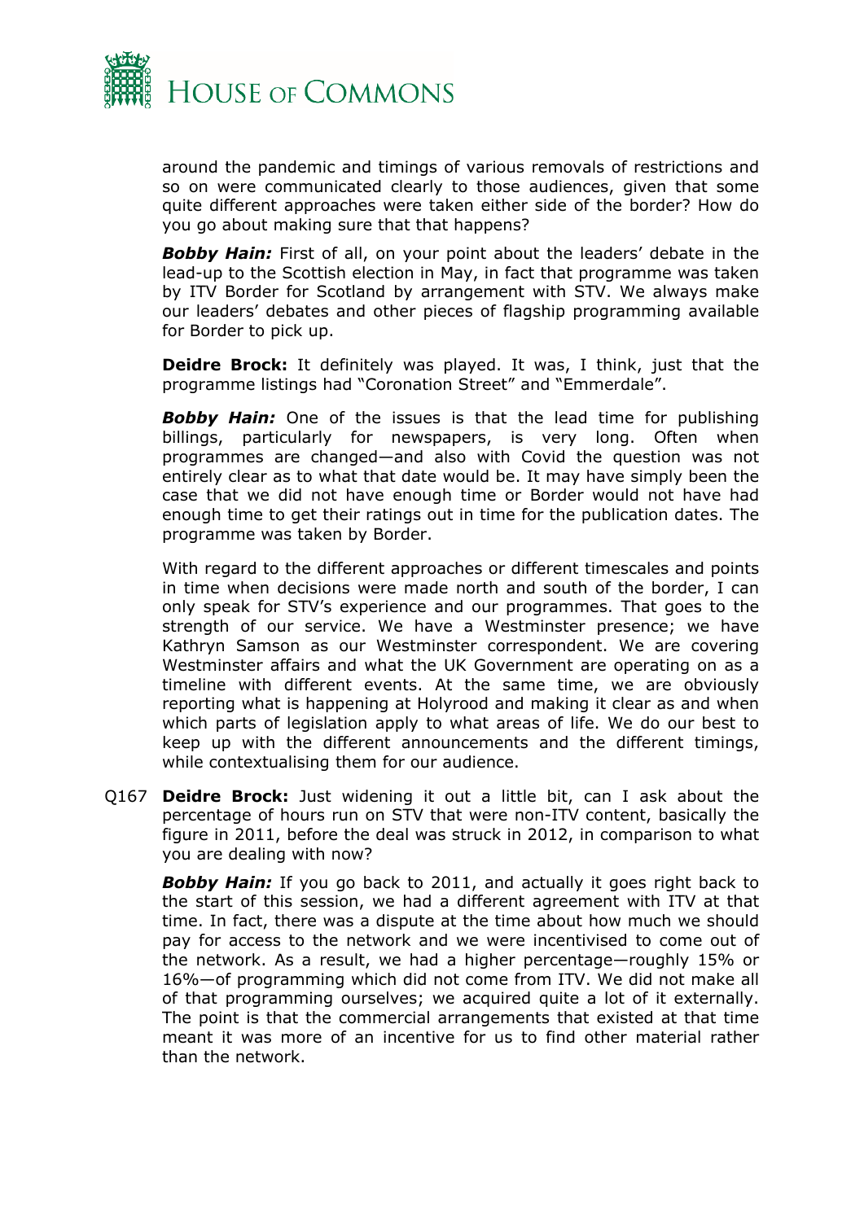around the pandemic and timings of various removals of restrictions and so on were communicated clearly to those audiences, given that some quite different approaches were taken either side of the border? How do you go about making sure that that happens?

***Bobby Hain:*** First of all, on your point about the leaders' debate in the lead-up to the Scottish election in May, in fact that programme was taken by ITV Border for Scotland by arrangement with STV. We always make our leaders' debates and other pieces of flagship programming available for Border to pick up.

**Deidre Brock:** It definitely was played. It was, I think, just that the programme listings had "Coronation Street" and "Emmerdale".

***Bobby Hain:*** One of the issues is that the lead time for publishing billings, particularly for newspapers, is very long. Often when programmes are changed—and also with Covid the question was not entirely clear as to what that date would be. It may have simply been the case that we did not have enough time or Border would not have had enough time to get their ratings out in time for the publication dates. The programme was taken by Border.

With regard to the different approaches or different timescales and points in time when decisions were made north and south of the border, I can only speak for STV's experience and our programmes. That goes to the strength of our service. We have a Westminster presence; we have Kathryn Samson as our Westminster correspondent. We are covering Westminster affairs and what the UK Government are operating on as a timeline with different events. At the same time, we are obviously reporting what is happening at Holyrood and making it clear as and when which parts of legislation apply to what areas of life. We do our best to keep up with the different announcements and the different timings, while contextualising them for our audience.

Q167 **Deidre Brock:** Just widening it out a little bit, can I ask about the percentage of hours run on STV that were non-ITV content, basically the figure in 2011, before the deal was struck in 2012, in comparison to what you are dealing with now?

***Bobby Hain:*** If you go back to 2011, and actually it goes right back to the start of this session, we had a different agreement with ITV at that time. In fact, there was a dispute at the time about how much we should pay for access to the network and we were incentivised to come out of the network. As a result, we had a higher percentage—roughly 15% or 16%—of programming which did not come from ITV. We did not make all of that programming ourselves; we acquired quite a lot of it externally. The point is that the commercial arrangements that existed at that time meant it was more of an incentive for us to find other material rather than the network.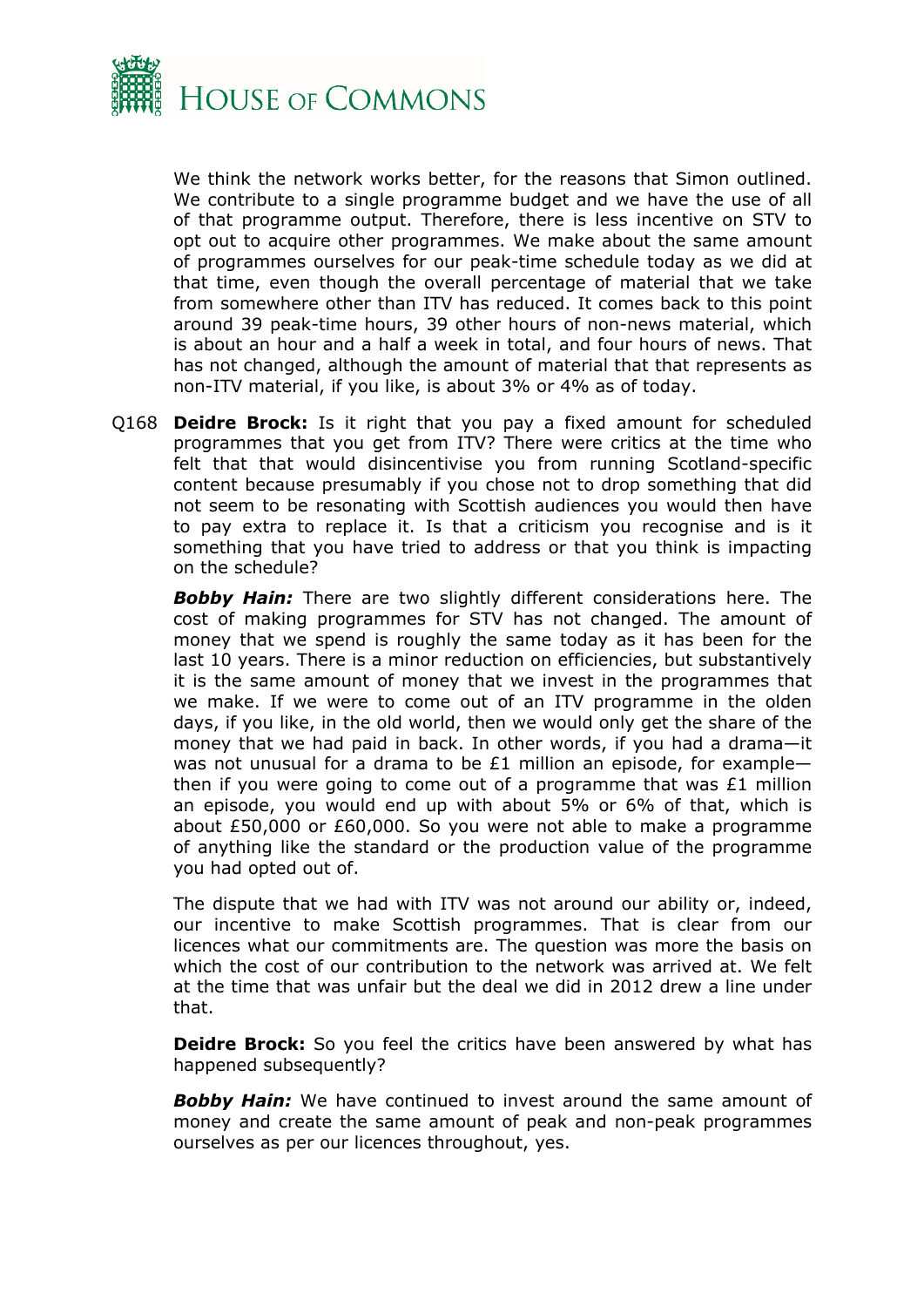We think the network works better, for the reasons that Simon outlined. We contribute to a single programme budget and we have the use of all of that programme output. Therefore, there is less incentive on STV to opt out to acquire other programmes. We make about the same amount of programmes ourselves for our peak-time schedule today as we did at that time, even though the overall percentage of material that we take from somewhere other than ITV has reduced. It comes back to this point around 39 peak-time hours, 39 other hours of non-news material, which is about an hour and a half a week in total, and four hours of news. That has not changed, although the amount of material that that represents as non-ITV material, if you like, is about 3% or 4% as of today.

Q168 **Deidre Brock:** Is it right that you pay a fixed amount for scheduled programmes that you get from ITV? There were critics at the time who felt that that would disincentivise you from running Scotland-specific content because presumably if you chose not to drop something that did not seem to be resonating with Scottish audiences you would then have to pay extra to replace it. Is that a criticism you recognise and is it something that you have tried to address or that you think is impacting on the schedule?

***Bobby Hain:*** There are two slightly different considerations here. The cost of making programmes for STV has not changed. The amount of money that we spend is roughly the same today as it has been for the last 10 years. There is a minor reduction on efficiencies, but substantively it is the same amount of money that we invest in the programmes that we make. If we were to come out of an ITV programme in the olden days, if you like, in the old world, then we would only get the share of the money that we had paid in back. In other words, if you had a drama—it was not unusual for a drama to be £1 million an episode, for example—then if you were going to come out of a programme that was £1 million an episode, you would end up with about 5% or 6% of that, which is about £50,000 or £60,000. So you were not able to make a programme of anything like the standard or the production value of the programme you had opted out of.

The dispute that we had with ITV was not around our ability or, indeed, our incentive to make Scottish programmes. That is clear from our licences what our commitments are. The question was more the basis on which the cost of our contribution to the network was arrived at. We felt at the time that was unfair but the deal we did in 2012 drew a line under that.

**Deidre Brock:** So you feel the critics have been answered by what has happened subsequently?

***Bobby Hain:*** We have continued to invest around the same amount of money and create the same amount of peak and non-peak programmes ourselves as per our licences throughout, yes.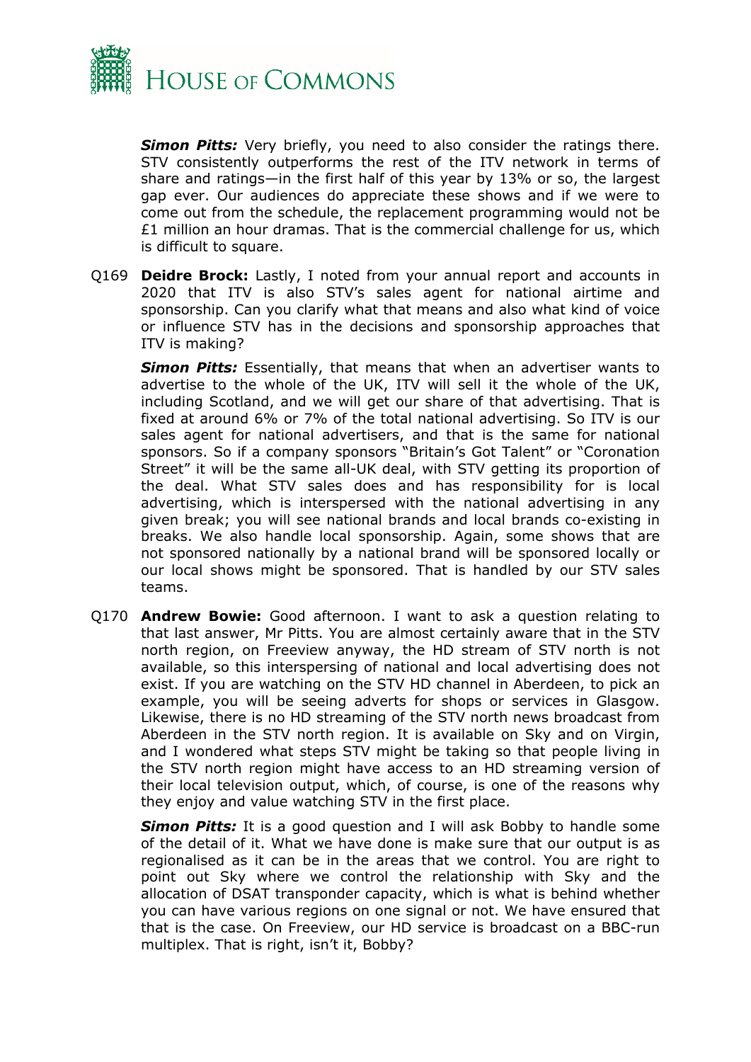***Simon Pitts:*** Very briefly, you need to also consider the ratings there. STV consistently outperforms the rest of the ITV network in terms of share and ratings—in the first half of this year by 13% or so, the largest gap ever. Our audiences do appreciate these shows and if we were to come out from the schedule, the replacement programming would not be £1 million an hour dramas. That is the commercial challenge for us, which is difficult to square.

Q169 **Deidre Brock:** Lastly, I noted from your annual report and accounts in 2020 that ITV is also STV's sales agent for national airtime and sponsorship. Can you clarify what that means and also what kind of voice or influence STV has in the decisions and sponsorship approaches that ITV is making?

***Simon Pitts:*** Essentially, that means that when an advertiser wants to advertise to the whole of the UK, ITV will sell it the whole of the UK, including Scotland, and we will get our share of that advertising. That is fixed at around 6% or 7% of the total national advertising. So ITV is our sales agent for national advertisers, and that is the same for national sponsors. So if a company sponsors "Britain's Got Talent" or "Coronation Street" it will be the same all-UK deal, with STV getting its proportion of the deal. What STV sales does and has responsibility for is local advertising, which is interspersed with the national advertising in any given break; you will see national brands and local brands co-existing in breaks. We also handle local sponsorship. Again, some shows that are not sponsored nationally by a national brand will be sponsored locally or our local shows might be sponsored. That is handled by our STV sales teams.

Q170 **Andrew Bowie:** Good afternoon. I want to ask a question relating to that last answer, Mr Pitts. You are almost certainly aware that in the STV north region, on Freeview anyway, the HD stream of STV north is not available, so this interspersing of national and local advertising does not exist. If you are watching on the STV HD channel in Aberdeen, to pick an example, you will be seeing adverts for shops or services in Glasgow. Likewise, there is no HD streaming of the STV north news broadcast from Aberdeen in the STV north region. It is available on Sky and on Virgin, and I wondered what steps STV might be taking so that people living in the STV north region might have access to an HD streaming version of their local television output, which, of course, is one of the reasons why they enjoy and value watching STV in the first place.

***Simon Pitts:*** It is a good question and I will ask Bobby to handle some of the detail of it. What we have done is make sure that our output is as regionalised as it can be in the areas that we control. You are right to point out Sky where we control the relationship with Sky and the allocation of DSAT transponder capacity, which is what is behind whether you can have various regions on one signal or not. We have ensured that that is the case. On Freeview, our HD service is broadcast on a BBC-run multiplex. That is right, isn't it, Bobby?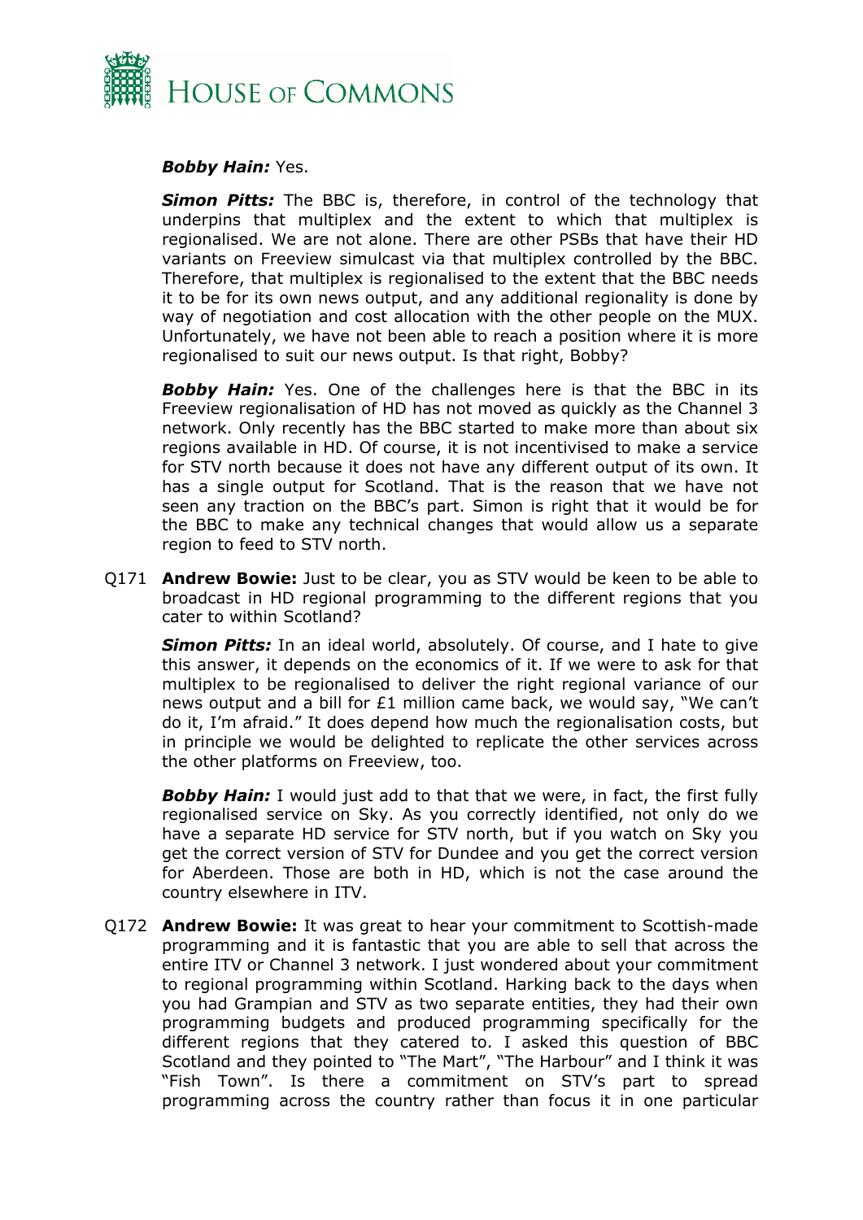***Bobby Hain:*** Yes.

***Simon Pitts:*** The BBC is, therefore, in control of the technology that underpins that multiplex and the extent to which that multiplex is regionalised. We are not alone. There are other PSBs that have their HD variants on Freeview simulcast via that multiplex controlled by the BBC. Therefore, that multiplex is regionalised to the extent that the BBC needs it to be for its own news output, and any additional regionality is done by way of negotiation and cost allocation with the other people on the MUX. Unfortunately, we have not been able to reach a position where it is more regionalised to suit our news output. Is that right, Bobby?

***Bobby Hain:*** Yes. One of the challenges here is that the BBC in its Freeview regionalisation of HD has not moved as quickly as the Channel 3 network. Only recently has the BBC started to make more than about six regions available in HD. Of course, it is not incentivised to make a service for STV north because it does not have any different output of its own. It has a single output for Scotland. That is the reason that we have not seen any traction on the BBC's part. Simon is right that it would be for the BBC to make any technical changes that would allow us a separate region to feed to STV north.

Q171 **Andrew Bowie:** Just to be clear, you as STV would be keen to be able to broadcast in HD regional programming to the different regions that you cater to within Scotland?

***Simon Pitts:*** In an ideal world, absolutely. Of course, and I hate to give this answer, it depends on the economics of it. If we were to ask for that multiplex to be regionalised to deliver the right regional variance of our news output and a bill for £1 million came back, we would say, "We can't do it, I'm afraid." It does depend how much the regionalisation costs, but in principle we would be delighted to replicate the other services across the other platforms on Freeview, too.

***Bobby Hain:*** I would just add to that that we were, in fact, the first fully regionalised service on Sky. As you correctly identified, not only do we have a separate HD service for STV north, but if you watch on Sky you get the correct version of STV for Dundee and you get the correct version for Aberdeen. Those are both in HD, which is not the case around the country elsewhere in ITV.

Q172 **Andrew Bowie:** It was great to hear your commitment to Scottish-made programming and it is fantastic that you are able to sell that across the entire ITV or Channel 3 network. I just wondered about your commitment to regional programming within Scotland. Harking back to the days when you had Grampian and STV as two separate entities, they had their own programming budgets and produced programming specifically for the different regions that they catered to. I asked this question of BBC Scotland and they pointed to "The Mart", "The Harbour" and I think it was "Fish Town". Is there a commitment on STV's part to spread programming across the country rather than focus it in one particular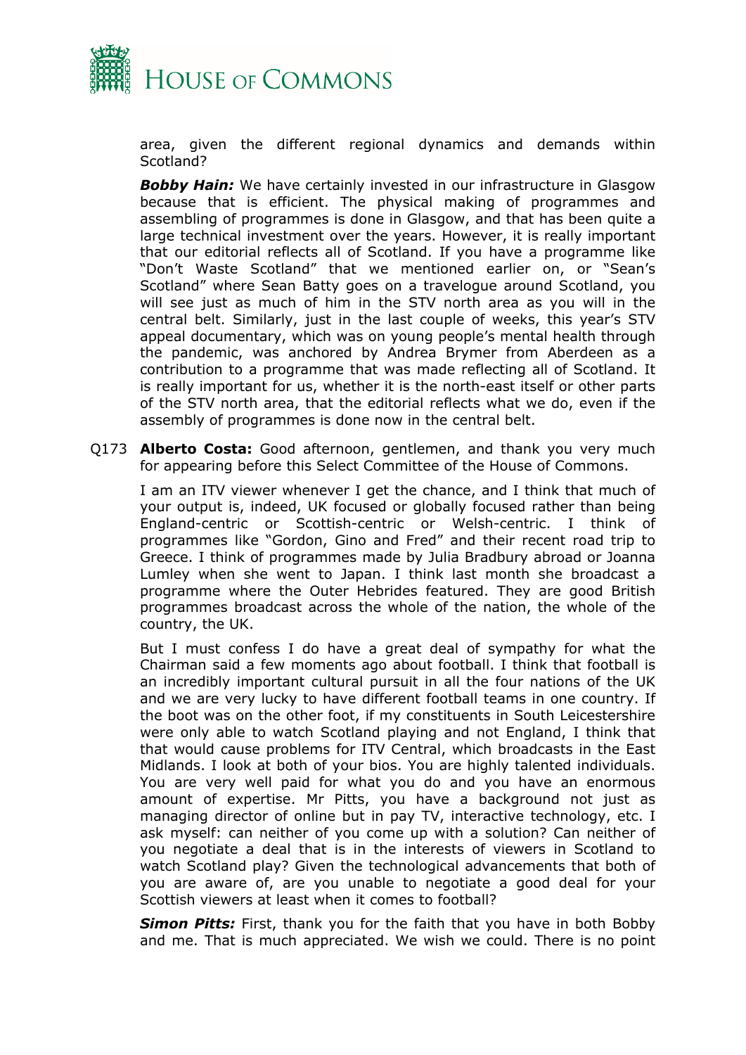area, given the different regional dynamics and demands within Scotland?

***Bobby Hain:*** We have certainly invested in our infrastructure in Glasgow because that is efficient. The physical making of programmes and assembling of programmes is done in Glasgow, and that has been quite a large technical investment over the years. However, it is really important that our editorial reflects all of Scotland. If you have a programme like "Don't Waste Scotland" that we mentioned earlier on, or "Sean's Scotland" where Sean Batty goes on a travelogue around Scotland, you will see just as much of him in the STV north area as you will in the central belt. Similarly, just in the last couple of weeks, this year's STV appeal documentary, which was on young people's mental health through the pandemic, was anchored by Andrea Brymer from Aberdeen as a contribution to a programme that was made reflecting all of Scotland. It is really important for us, whether it is the north-east itself or other parts of the STV north area, that the editorial reflects what we do, even if the assembly of programmes is done now in the central belt.

Q173 **Alberto Costa:** Good afternoon, gentlemen, and thank you very much for appearing before this Select Committee of the House of Commons.

I am an ITV viewer whenever I get the chance, and I think that much of your output is, indeed, UK focused or globally focused rather than being England-centric or Scottish-centric or Welsh-centric. I think of programmes like "Gordon, Gino and Fred" and their recent road trip to Greece. I think of programmes made by Julia Bradbury abroad or Joanna Lumley when she went to Japan. I think last month she broadcast a programme where the Outer Hebrides featured. They are good British programmes broadcast across the whole of the nation, the whole of the country, the UK.

But I must confess I do have a great deal of sympathy for what the Chairman said a few moments ago about football. I think that football is an incredibly important cultural pursuit in all the four nations of the UK and we are very lucky to have different football teams in one country. If the boot was on the other foot, if my constituents in South Leicestershire were only able to watch Scotland playing and not England, I think that that would cause problems for ITV Central, which broadcasts in the East Midlands. I look at both of your bios. You are highly talented individuals. You are very well paid for what you do and you have an enormous amount of expertise. Mr Pitts, you have a background not just as managing director of online but in pay TV, interactive technology, etc. I ask myself: can neither of you come up with a solution? Can neither of you negotiate a deal that is in the interests of viewers in Scotland to watch Scotland play? Given the technological advancements that both of you are aware of, are you unable to negotiate a good deal for your Scottish viewers at least when it comes to football?

***Simon Pitts:*** First, thank you for the faith that you have in both Bobby and me. That is much appreciated. We wish we could. There is no point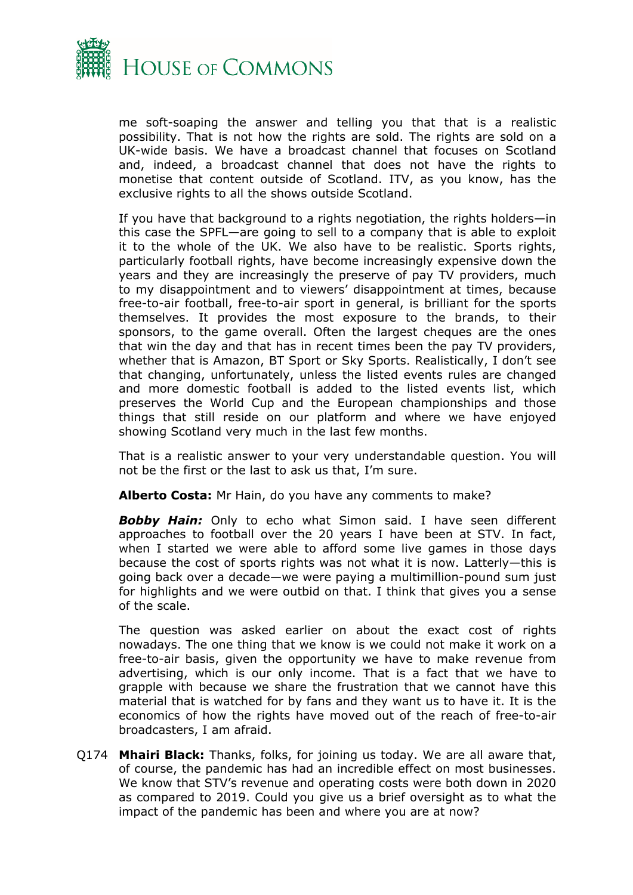me soft-soaping the answer and telling you that that is a realistic possibility. That is not how the rights are sold. The rights are sold on a UK-wide basis. We have a broadcast channel that focuses on Scotland and, indeed, a broadcast channel that does not have the rights to monetise that content outside of Scotland. ITV, as you know, has the exclusive rights to all the shows outside Scotland.

If you have that background to a rights negotiation, the rights holders—in this case the SPFL—are going to sell to a company that is able to exploit it to the whole of the UK. We also have to be realistic. Sports rights, particularly football rights, have become increasingly expensive down the years and they are increasingly the preserve of pay TV providers, much to my disappointment and to viewers' disappointment at times, because free-to-air football, free-to-air sport in general, is brilliant for the sports themselves. It provides the most exposure to the brands, to their sponsors, to the game overall. Often the largest cheques are the ones that win the day and that has in recent times been the pay TV providers, whether that is Amazon, BT Sport or Sky Sports. Realistically, I don't see that changing, unfortunately, unless the listed events rules are changed and more domestic football is added to the listed events list, which preserves the World Cup and the European championships and those things that still reside on our platform and where we have enjoyed showing Scotland very much in the last few months.

That is a realistic answer to your very understandable question. You will not be the first or the last to ask us that, I'm sure.

**Alberto Costa:** Mr Hain, do you have any comments to make?

***Bobby Hain:*** Only to echo what Simon said. I have seen different approaches to football over the 20 years I have been at STV. In fact, when I started we were able to afford some live games in those days because the cost of sports rights was not what it is now. Latterly—this is going back over a decade—we were paying a multimillion-pound sum just for highlights and we were outbid on that. I think that gives you a sense of the scale.

The question was asked earlier on about the exact cost of rights nowadays. The one thing that we know is we could not make it work on a free-to-air basis, given the opportunity we have to make revenue from advertising, which is our only income. That is a fact that we have to grapple with because we share the frustration that we cannot have this material that is watched for by fans and they want us to have it. It is the economics of how the rights have moved out of the reach of free-to-air broadcasters, I am afraid.

Q174 **Mhairi Black:** Thanks, folks, for joining us today. We are all aware that, of course, the pandemic has had an incredible effect on most businesses. We know that STV's revenue and operating costs were both down in 2020 as compared to 2019. Could you give us a brief oversight as to what the impact of the pandemic has been and where you are at now?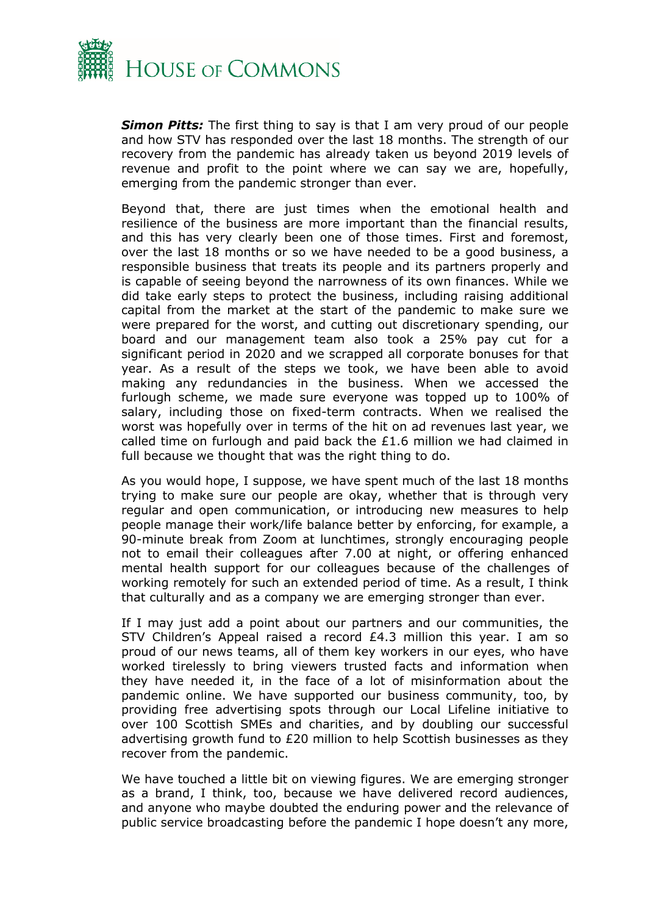***Simon Pitts:*** The first thing to say is that I am very proud of our people and how STV has responded over the last 18 months. The strength of our recovery from the pandemic has already taken us beyond 2019 levels of revenue and profit to the point where we can say we are, hopefully, emerging from the pandemic stronger than ever.

Beyond that, there are just times when the emotional health and resilience of the business are more important than the financial results, and this has very clearly been one of those times. First and foremost, over the last 18 months or so we have needed to be a good business, a responsible business that treats its people and its partners properly and is capable of seeing beyond the narrowness of its own finances. While we did take early steps to protect the business, including raising additional capital from the market at the start of the pandemic to make sure we were prepared for the worst, and cutting out discretionary spending, our board and our management team also took a 25% pay cut for a significant period in 2020 and we scrapped all corporate bonuses for that year. As a result of the steps we took, we have been able to avoid making any redundancies in the business. When we accessed the furlough scheme, we made sure everyone was topped up to 100% of salary, including those on fixed-term contracts. When we realised the worst was hopefully over in terms of the hit on ad revenues last year, we called time on furlough and paid back the £1.6 million we had claimed in full because we thought that was the right thing to do.

As you would hope, I suppose, we have spent much of the last 18 months trying to make sure our people are okay, whether that is through very regular and open communication, or introducing new measures to help people manage their work/life balance better by enforcing, for example, a 90-minute break from Zoom at lunchtimes, strongly encouraging people not to email their colleagues after 7.00 at night, or offering enhanced mental health support for our colleagues because of the challenges of working remotely for such an extended period of time. As a result, I think that culturally and as a company we are emerging stronger than ever.

If I may just add a point about our partners and our communities, the STV Children's Appeal raised a record £4.3 million this year. I am so proud of our news teams, all of them key workers in our eyes, who have worked tirelessly to bring viewers trusted facts and information when they have needed it, in the face of a lot of misinformation about the pandemic online. We have supported our business community, too, by providing free advertising spots through our Local Lifeline initiative to over 100 Scottish SMEs and charities, and by doubling our successful advertising growth fund to £20 million to help Scottish businesses as they recover from the pandemic.

We have touched a little bit on viewing figures. We are emerging stronger as a brand, I think, too, because we have delivered record audiences, and anyone who maybe doubted the enduring power and the relevance of public service broadcasting before the pandemic I hope doesn't any more,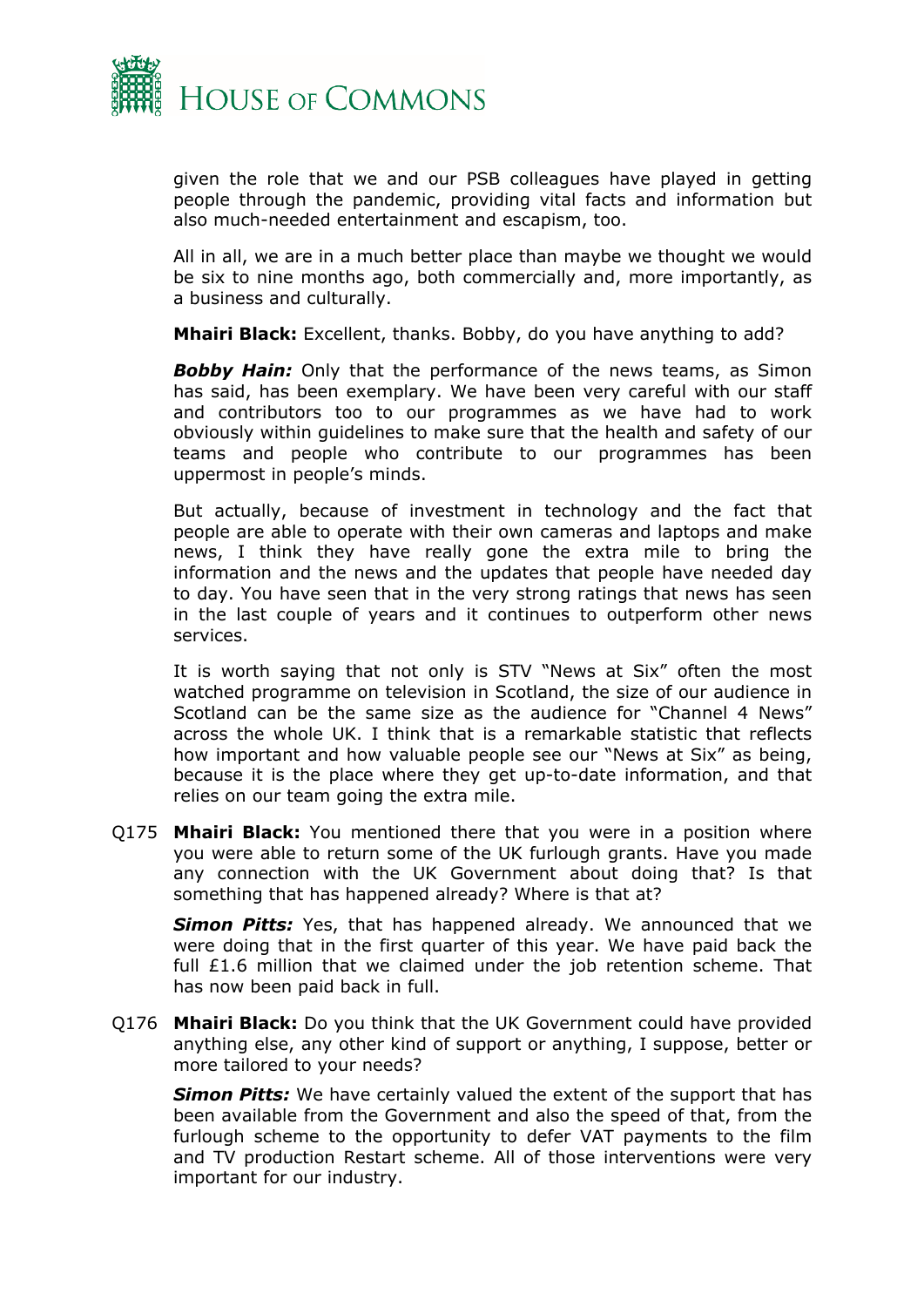given the role that we and our PSB colleagues have played in getting people through the pandemic, providing vital facts and information but also much-needed entertainment and escapism, too.

All in all, we are in a much better place than maybe we thought we would be six to nine months ago, both commercially and, more importantly, as a business and culturally.

**Mhairi Black:** Excellent, thanks. Bobby, do you have anything to add?

***Bobby Hain:*** Only that the performance of the news teams, as Simon has said, has been exemplary. We have been very careful with our staff and contributors too to our programmes as we have had to work obviously within guidelines to make sure that the health and safety of our teams and people who contribute to our programmes has been uppermost in people's minds.

But actually, because of investment in technology and the fact that people are able to operate with their own cameras and laptops and make news, I think they have really gone the extra mile to bring the information and the news and the updates that people have needed day to day. You have seen that in the very strong ratings that news has seen in the last couple of years and it continues to outperform other news services.

It is worth saying that not only is STV "News at Six" often the most watched programme on television in Scotland, the size of our audience in Scotland can be the same size as the audience for "Channel 4 News" across the whole UK. I think that is a remarkable statistic that reflects how important and how valuable people see our "News at Six" as being, because it is the place where they get up-to-date information, and that relies on our team going the extra mile.

Q175 **Mhairi Black:** You mentioned there that you were in a position where you were able to return some of the UK furlough grants. Have you made any connection with the UK Government about doing that? Is that something that has happened already? Where is that at?

***Simon Pitts:*** Yes, that has happened already. We announced that we were doing that in the first quarter of this year. We have paid back the full £1.6 million that we claimed under the job retention scheme. That has now been paid back in full.

Q176 **Mhairi Black:** Do you think that the UK Government could have provided anything else, any other kind of support or anything, I suppose, better or more tailored to your needs?

***Simon Pitts:*** We have certainly valued the extent of the support that has been available from the Government and also the speed of that, from the furlough scheme to the opportunity to defer VAT payments to the film and TV production Restart scheme. All of those interventions were very important for our industry.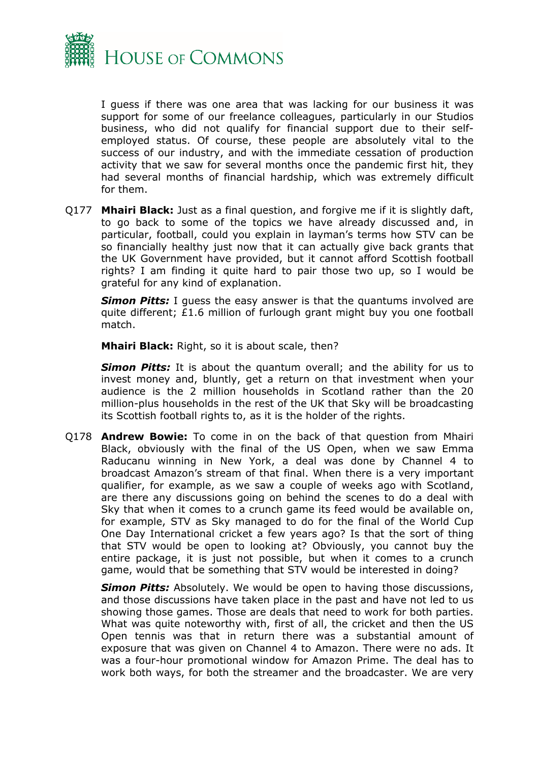I guess if there was one area that was lacking for our business it was support for some of our freelance colleagues, particularly in our Studios business, who did not qualify for financial support due to their self-employed status. Of course, these people are absolutely vital to the success of our industry, and with the immediate cessation of production activity that we saw for several months once the pandemic first hit, they had several months of financial hardship, which was extremely difficult for them.

Q177 **Mhairi Black:** Just as a final question, and forgive me if it is slightly daft, to go back to some of the topics we have already discussed and, in particular, football, could you explain in layman's terms how STV can be so financially healthy just now that it can actually give back grants that the UK Government have provided, but it cannot afford Scottish football rights? I am finding it quite hard to pair those two up, so I would be grateful for any kind of explanation.

***Simon Pitts:*** I guess the easy answer is that the quantums involved are quite different; £1.6 million of furlough grant might buy you one football match.

**Mhairi Black:** Right, so it is about scale, then?

***Simon Pitts:*** It is about the quantum overall; and the ability for us to invest money and, bluntly, get a return on that investment when your audience is the 2 million households in Scotland rather than the 20 million-plus households in the rest of the UK that Sky will be broadcasting its Scottish football rights to, as it is the holder of the rights.

Q178 **Andrew Bowie:** To come in on the back of that question from Mhairi Black, obviously with the final of the US Open, when we saw Emma Raducanu winning in New York, a deal was done by Channel 4 to broadcast Amazon's stream of that final. When there is a very important qualifier, for example, as we saw a couple of weeks ago with Scotland, are there any discussions going on behind the scenes to do a deal with Sky that when it comes to a crunch game its feed would be available on, for example, STV as Sky managed to do for the final of the World Cup One Day International cricket a few years ago? Is that the sort of thing that STV would be open to looking at? Obviously, you cannot buy the entire package, it is just not possible, but when it comes to a crunch game, would that be something that STV would be interested in doing?

***Simon Pitts:*** Absolutely. We would be open to having those discussions, and those discussions have taken place in the past and have not led to us showing those games. Those are deals that need to work for both parties. What was quite noteworthy with, first of all, the cricket and then the US Open tennis was that in return there was a substantial amount of exposure that was given on Channel 4 to Amazon. There were no ads. It was a four-hour promotional window for Amazon Prime. The deal has to work both ways, for both the streamer and the broadcaster. We are very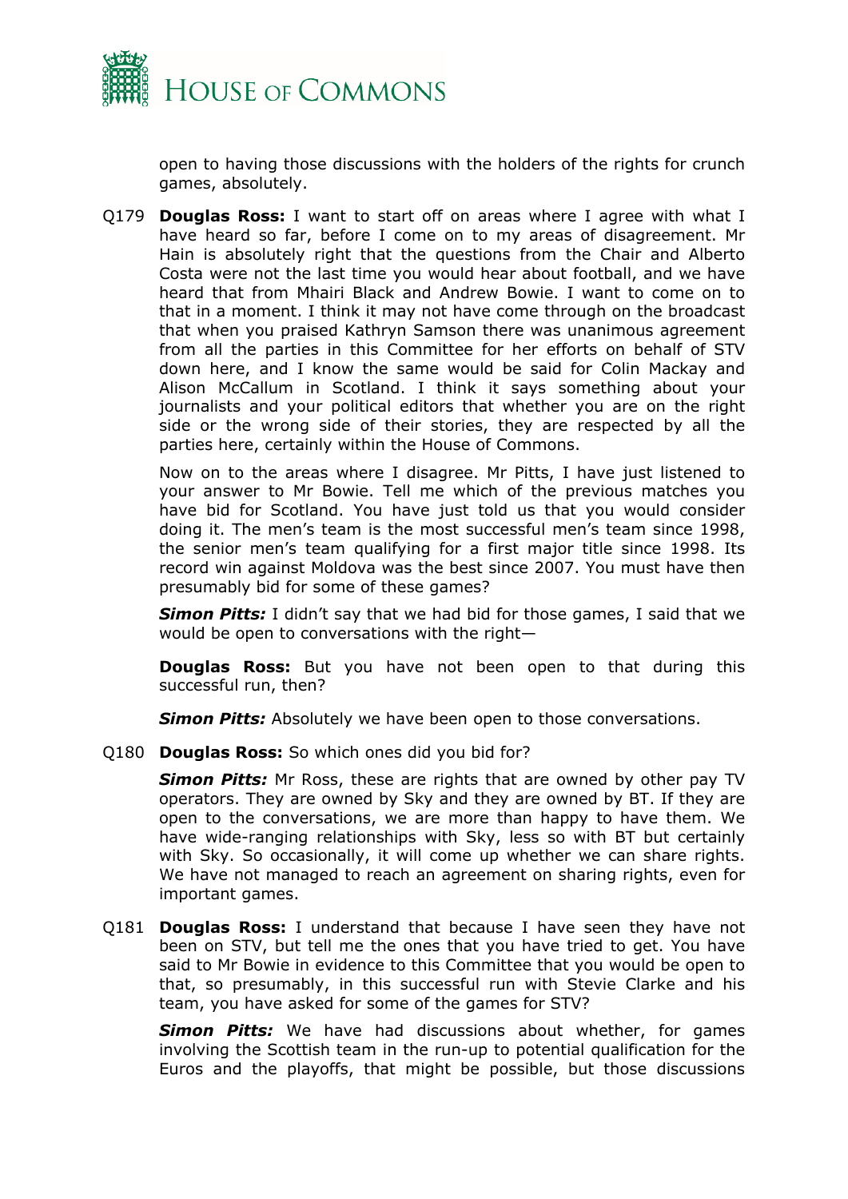open to having those discussions with the holders of the rights for crunch games, absolutely.

Q179 **Douglas Ross:** I want to start off on areas where I agree with what I have heard so far, before I come on to my areas of disagreement. Mr Hain is absolutely right that the questions from the Chair and Alberto Costa were not the last time you would hear about football, and we have heard that from Mhairi Black and Andrew Bowie. I want to come on to that in a moment. I think it may not have come through on the broadcast that when you praised Kathryn Samson there was unanimous agreement from all the parties in this Committee for her efforts on behalf of STV down here, and I know the same would be said for Colin Mackay and Alison McCallum in Scotland. I think it says something about your journalists and your political editors that whether you are on the right side or the wrong side of their stories, they are respected by all the parties here, certainly within the House of Commons.

Now on to the areas where I disagree. Mr Pitts, I have just listened to your answer to Mr Bowie. Tell me which of the previous matches you have bid for Scotland. You have just told us that you would consider doing it. The men's team is the most successful men's team since 1998, the senior men's team qualifying for a first major title since 1998. Its record win against Moldova was the best since 2007. You must have then presumably bid for some of these games?

***Simon Pitts:*** I didn't say that we had bid for those games, I said that we would be open to conversations with the right—

**Douglas Ross:** But you have not been open to that during this successful run, then?

***Simon Pitts:*** Absolutely we have been open to those conversations.

Q180 **Douglas Ross:** So which ones did you bid for?

***Simon Pitts:*** Mr Ross, these are rights that are owned by other pay TV operators. They are owned by Sky and they are owned by BT. If they are open to the conversations, we are more than happy to have them. We have wide-ranging relationships with Sky, less so with BT but certainly with Sky. So occasionally, it will come up whether we can share rights. We have not managed to reach an agreement on sharing rights, even for important games.

Q181 **Douglas Ross:** I understand that because I have seen they have not been on STV, but tell me the ones that you have tried to get. You have said to Mr Bowie in evidence to this Committee that you would be open to that, so presumably, in this successful run with Stevie Clarke and his team, you have asked for some of the games for STV?

***Simon Pitts:*** We have had discussions about whether, for games involving the Scottish team in the run-up to potential qualification for the Euros and the playoffs, that might be possible, but those discussions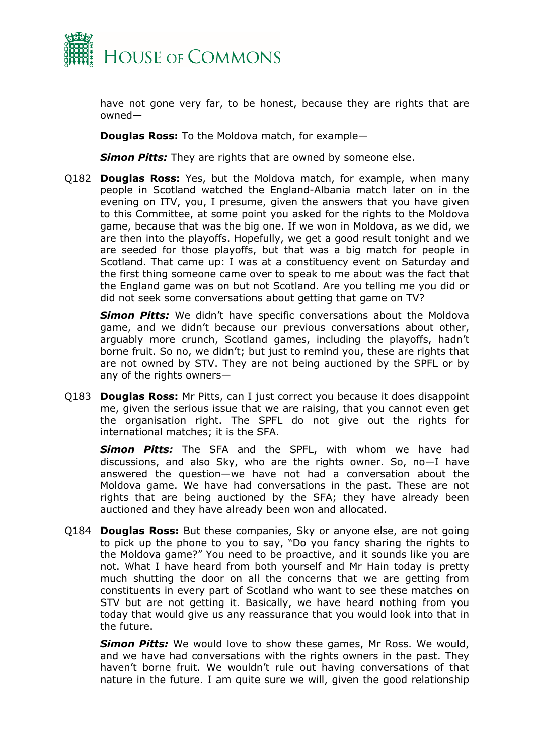have not gone very far, to be honest, because they are rights that are owned—

**Douglas Ross:** To the Moldova match, for example—

***Simon Pitts:*** They are rights that are owned by someone else.

Q182 **Douglas Ross:** Yes, but the Moldova match, for example, when many people in Scotland watched the England-Albania match later on in the evening on ITV, you, I presume, given the answers that you have given to this Committee, at some point you asked for the rights to the Moldova game, because that was the big one. If we won in Moldova, as we did, we are then into the playoffs. Hopefully, we get a good result tonight and we are seeded for those playoffs, but that was a big match for people in Scotland. That came up: I was at a constituency event on Saturday and the first thing someone came over to speak to me about was the fact that the England game was on but not Scotland. Are you telling me you did or did not seek some conversations about getting that game on TV?

***Simon Pitts:*** We didn't have specific conversations about the Moldova game, and we didn't because our previous conversations about other, arguably more crunch, Scotland games, including the playoffs, hadn't borne fruit. So no, we didn't; but just to remind you, these are rights that are not owned by STV. They are not being auctioned by the SPFL or by any of the rights owners—

Q183 **Douglas Ross:** Mr Pitts, can I just correct you because it does disappoint me, given the serious issue that we are raising, that you cannot even get the organisation right. The SPFL do not give out the rights for international matches; it is the SFA.

***Simon Pitts:*** The SFA and the SPFL, with whom we have had discussions, and also Sky, who are the rights owner. So, no—I have answered the question—we have not had a conversation about the Moldova game. We have had conversations in the past. These are not rights that are being auctioned by the SFA; they have already been auctioned and they have already been won and allocated.

Q184 **Douglas Ross:** But these companies, Sky or anyone else, are not going to pick up the phone to you to say, "Do you fancy sharing the rights to the Moldova game?" You need to be proactive, and it sounds like you are not. What I have heard from both yourself and Mr Hain today is pretty much shutting the door on all the concerns that we are getting from constituents in every part of Scotland who want to see these matches on STV but are not getting it. Basically, we have heard nothing from you today that would give us any reassurance that you would look into that in the future.

***Simon Pitts:*** We would love to show these games, Mr Ross. We would, and we have had conversations with the rights owners in the past. They haven't borne fruit. We wouldn't rule out having conversations of that nature in the future. I am quite sure we will, given the good relationship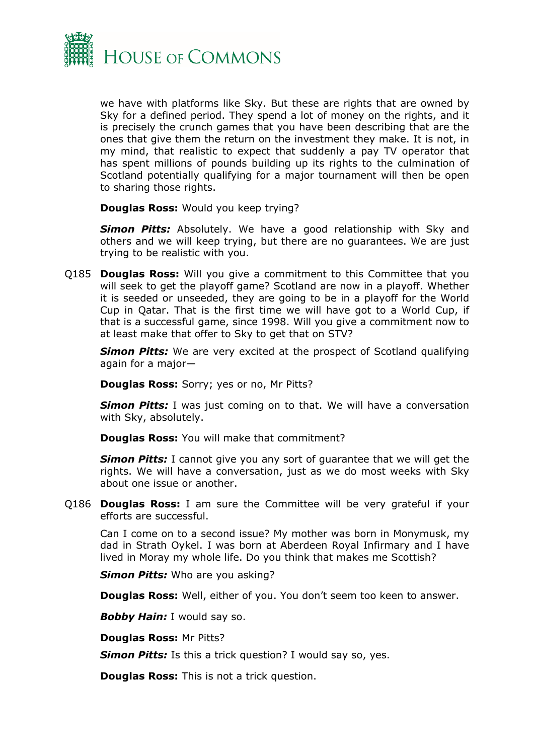we have with platforms like Sky. But these are rights that are owned by Sky for a defined period. They spend a lot of money on the rights, and it is precisely the crunch games that you have been describing that are the ones that give them the return on the investment they make. It is not, in my mind, that realistic to expect that suddenly a pay TV operator that has spent millions of pounds building up its rights to the culmination of Scotland potentially qualifying for a major tournament will then be open to sharing those rights.

**Douglas Ross:** Would you keep trying?

***Simon Pitts:*** Absolutely. We have a good relationship with Sky and others and we will keep trying, but there are no guarantees. We are just trying to be realistic with you.

Q185 **Douglas Ross:** Will you give a commitment to this Committee that you will seek to get the playoff game? Scotland are now in a playoff. Whether it is seeded or unseeded, they are going to be in a playoff for the World Cup in Qatar. That is the first time we will have got to a World Cup, if that is a successful game, since 1998. Will you give a commitment now to at least make that offer to Sky to get that on STV?

***Simon Pitts:*** We are very excited at the prospect of Scotland qualifying again for a major—

**Douglas Ross:** Sorry; yes or no, Mr Pitts?

***Simon Pitts:*** I was just coming on to that. We will have a conversation with Sky, absolutely.

**Douglas Ross:** You will make that commitment?

***Simon Pitts:*** I cannot give you any sort of guarantee that we will get the rights. We will have a conversation, just as we do most weeks with Sky about one issue or another.

Q186 **Douglas Ross:** I am sure the Committee will be very grateful if your efforts are successful.

Can I come on to a second issue? My mother was born in Monymusk, my dad in Strath Oykel. I was born at Aberdeen Royal Infirmary and I have lived in Moray my whole life. Do you think that makes me Scottish?

***Simon Pitts:*** Who are you asking?

**Douglas Ross:** Well, either of you. You don't seem too keen to answer.

***Bobby Hain:*** I would say so.

**Douglas Ross:** Mr Pitts?

***Simon Pitts:*** Is this a trick question? I would say so, yes.

**Douglas Ross:** This is not a trick question.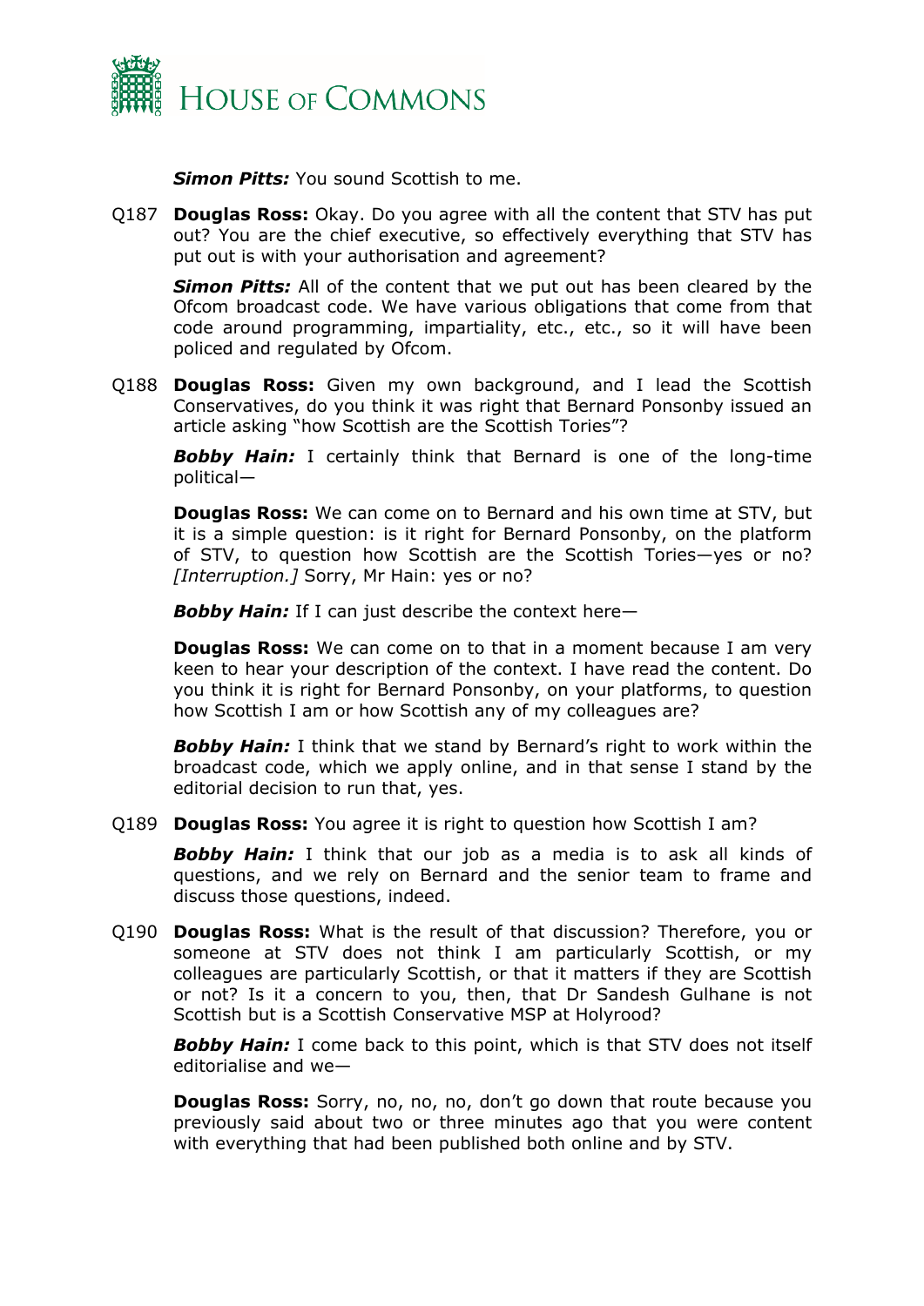***Simon Pitts:*** You sound Scottish to me.

Q187 **Douglas Ross:** Okay. Do you agree with all the content that STV has put out? You are the chief executive, so effectively everything that STV has put out is with your authorisation and agreement?

***Simon Pitts:*** All of the content that we put out has been cleared by the Ofcom broadcast code. We have various obligations that come from that code around programming, impartiality, etc., etc., so it will have been policed and regulated by Ofcom.

Q188 **Douglas Ross:** Given my own background, and I lead the Scottish Conservatives, do you think it was right that Bernard Ponsonby issued an article asking "how Scottish are the Scottish Tories"?

***Bobby Hain:*** I certainly think that Bernard is one of the long-time political—

**Douglas Ross:** We can come on to Bernard and his own time at STV, but it is a simple question: is it right for Bernard Ponsonby, on the platform of STV, to question how Scottish are the Scottish Tories—yes or no? *[Interruption.]* Sorry, Mr Hain: yes or no?

***Bobby Hain:*** If I can just describe the context here—

**Douglas Ross:** We can come on to that in a moment because I am very keen to hear your description of the context. I have read the content. Do you think it is right for Bernard Ponsonby, on your platforms, to question how Scottish I am or how Scottish any of my colleagues are?

***Bobby Hain:*** I think that we stand by Bernard's right to work within the broadcast code, which we apply online, and in that sense I stand by the editorial decision to run that, yes.

Q189 **Douglas Ross:** You agree it is right to question how Scottish I am?

***Bobby Hain:*** I think that our job as a media is to ask all kinds of questions, and we rely on Bernard and the senior team to frame and discuss those questions, indeed.

Q190 **Douglas Ross:** What is the result of that discussion? Therefore, you or someone at STV does not think I am particularly Scottish, or my colleagues are particularly Scottish, or that it matters if they are Scottish or not? Is it a concern to you, then, that Dr Sandesh Gulhane is not Scottish but is a Scottish Conservative MSP at Holyrood?

***Bobby Hain:*** I come back to this point, which is that STV does not itself editorialise and we—

**Douglas Ross:** Sorry, no, no, no, don't go down that route because you previously said about two or three minutes ago that you were content with everything that had been published both online and by STV.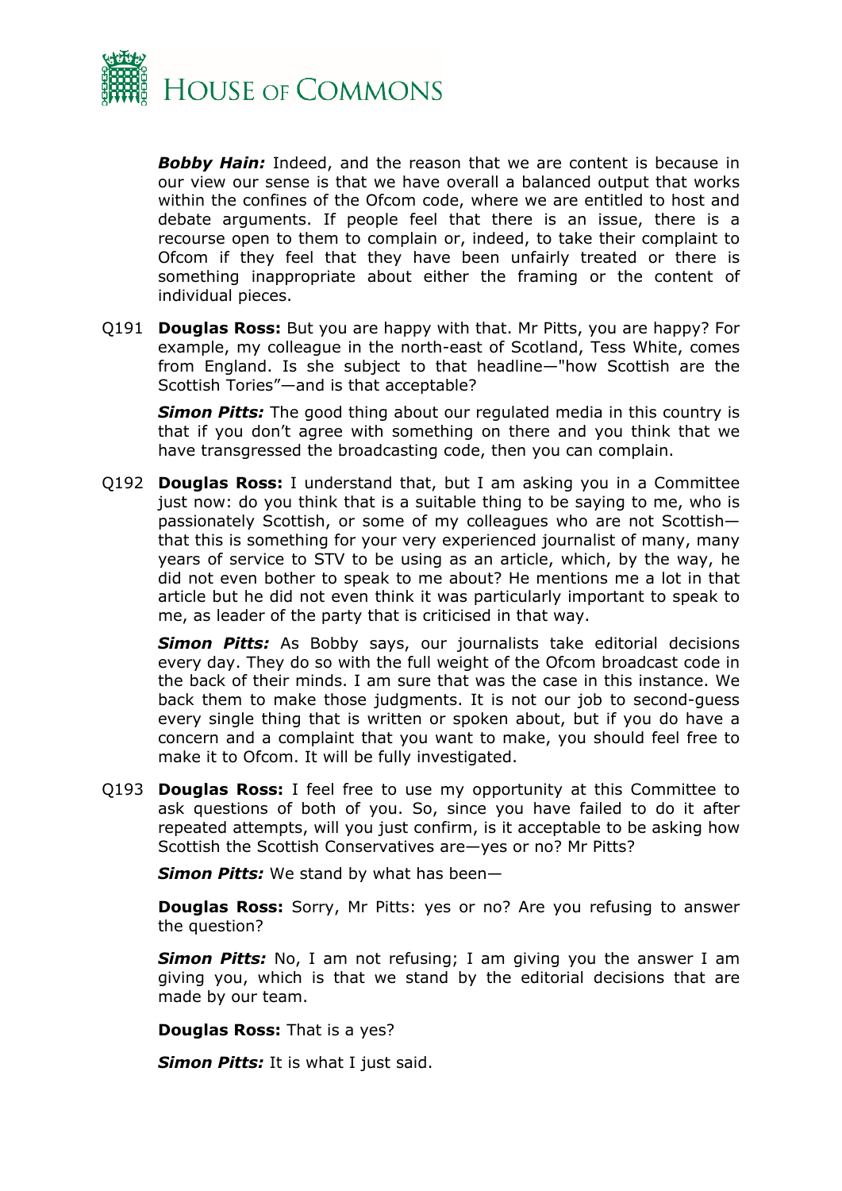***Bobby Hain:*** Indeed, and the reason that we are content is because in our view our sense is that we have overall a balanced output that works within the confines of the Ofcom code, where we are entitled to host and debate arguments. If people feel that there is an issue, there is a recourse open to them to complain or, indeed, to take their complaint to Ofcom if they feel that they have been unfairly treated or there is something inappropriate about either the framing or the content of individual pieces.

Q191 **Douglas Ross:** But you are happy with that. Mr Pitts, you are happy? For example, my colleague in the north-east of Scotland, Tess White, comes from England. Is she subject to that headline—"how Scottish are the Scottish Tories"—and is that acceptable?

***Simon Pitts:*** The good thing about our regulated media in this country is that if you don't agree with something on there and you think that we have transgressed the broadcasting code, then you can complain.

Q192 **Douglas Ross:** I understand that, but I am asking you in a Committee just now: do you think that is a suitable thing to be saying to me, who is passionately Scottish, or some of my colleagues who are not Scottish—that this is something for your very experienced journalist of many, many years of service to STV to be using as an article, which, by the way, he did not even bother to speak to me about? He mentions me a lot in that article but he did not even think it was particularly important to speak to me, as leader of the party that is criticised in that way.

***Simon Pitts:*** As Bobby says, our journalists take editorial decisions every day. They do so with the full weight of the Ofcom broadcast code in the back of their minds. I am sure that was the case in this instance. We back them to make those judgments. It is not our job to second-guess every single thing that is written or spoken about, but if you do have a concern and a complaint that you want to make, you should feel free to make it to Ofcom. It will be fully investigated.

Q193 **Douglas Ross:** I feel free to use my opportunity at this Committee to ask questions of both of you. So, since you have failed to do it after repeated attempts, will you just confirm, is it acceptable to be asking how Scottish the Scottish Conservatives are—yes or no? Mr Pitts?

***Simon Pitts:*** We stand by what has been—

**Douglas Ross:** Sorry, Mr Pitts: yes or no? Are you refusing to answer the question?

***Simon Pitts:*** No, I am not refusing; I am giving you the answer I am giving you, which is that we stand by the editorial decisions that are made by our team.

**Douglas Ross:** That is a yes?

***Simon Pitts:*** It is what I just said.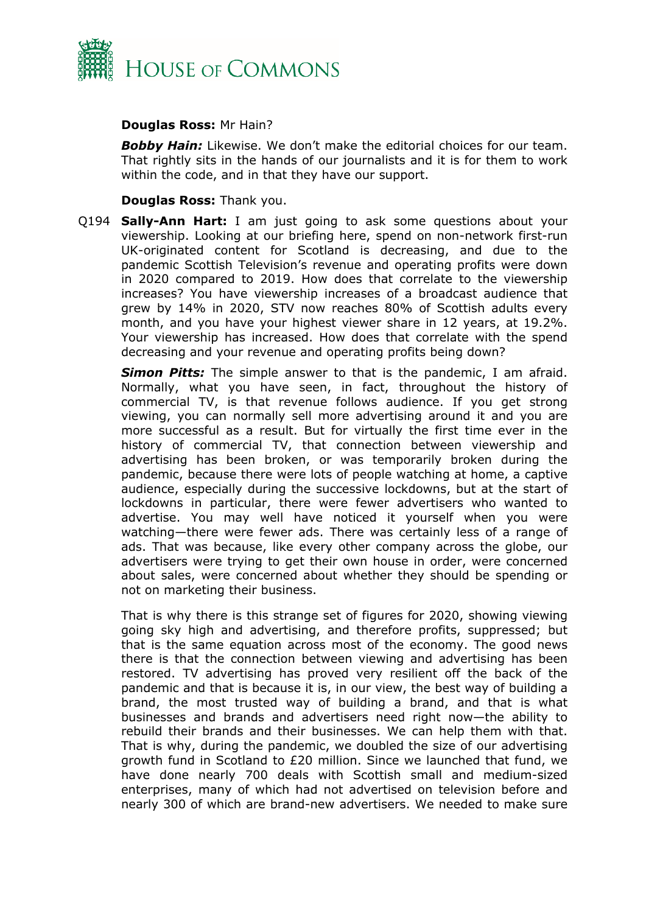**Douglas Ross:** Mr Hain?

***Bobby Hain:*** Likewise. We don't make the editorial choices for our team. That rightly sits in the hands of our journalists and it is for them to work within the code, and in that they have our support.

**Douglas Ross:** Thank you.

Q194 **Sally-Ann Hart:** I am just going to ask some questions about your viewership. Looking at our briefing here, spend on non-network first-run UK-originated content for Scotland is decreasing, and due to the pandemic Scottish Television's revenue and operating profits were down in 2020 compared to 2019. How does that correlate to the viewership increases? You have viewership increases of a broadcast audience that grew by 14% in 2020, STV now reaches 80% of Scottish adults every month, and you have your highest viewer share in 12 years, at 19.2%. Your viewership has increased. How does that correlate with the spend decreasing and your revenue and operating profits being down?

***Simon Pitts:*** The simple answer to that is the pandemic, I am afraid. Normally, what you have seen, in fact, throughout the history of commercial TV, is that revenue follows audience. If you get strong viewing, you can normally sell more advertising around it and you are more successful as a result. But for virtually the first time ever in the history of commercial TV, that connection between viewership and advertising has been broken, or was temporarily broken during the pandemic, because there were lots of people watching at home, a captive audience, especially during the successive lockdowns, but at the start of lockdowns in particular, there were fewer advertisers who wanted to advertise. You may well have noticed it yourself when you were watching—there were fewer ads. There was certainly less of a range of ads. That was because, like every other company across the globe, our advertisers were trying to get their own house in order, were concerned about sales, were concerned about whether they should be spending or not on marketing their business.

That is why there is this strange set of figures for 2020, showing viewing going sky high and advertising, and therefore profits, suppressed; but that is the same equation across most of the economy. The good news there is that the connection between viewing and advertising has been restored. TV advertising has proved very resilient off the back of the pandemic and that is because it is, in our view, the best way of building a brand, the most trusted way of building a brand, and that is what businesses and brands and advertisers need right now—the ability to rebuild their brands and their businesses. We can help them with that. That is why, during the pandemic, we doubled the size of our advertising growth fund in Scotland to £20 million. Since we launched that fund, we have done nearly 700 deals with Scottish small and medium-sized enterprises, many of which had not advertised on television before and nearly 300 of which are brand-new advertisers. We needed to make sure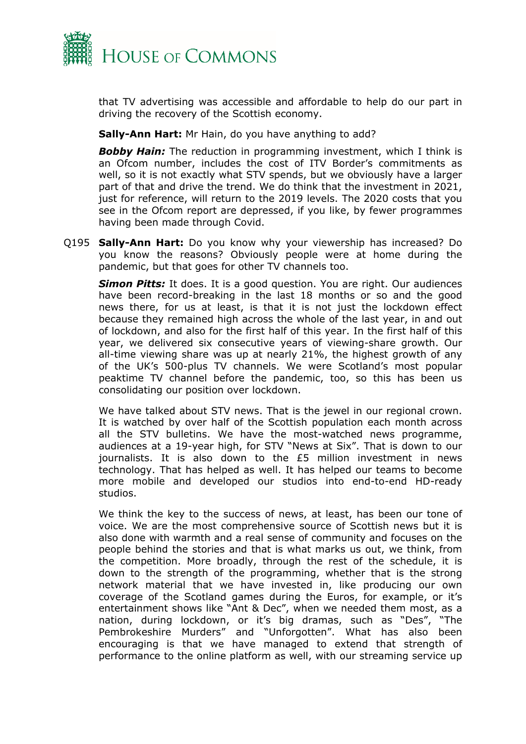that TV advertising was accessible and affordable to help do our part in driving the recovery of the Scottish economy.

**Sally-Ann Hart:** Mr Hain, do you have anything to add?

***Bobby Hain:*** The reduction in programming investment, which I think is an Ofcom number, includes the cost of ITV Border's commitments as well, so it is not exactly what STV spends, but we obviously have a larger part of that and drive the trend. We do think that the investment in 2021, just for reference, will return to the 2019 levels. The 2020 costs that you see in the Ofcom report are depressed, if you like, by fewer programmes having been made through Covid.

Q195 **Sally-Ann Hart:** Do you know why your viewership has increased? Do you know the reasons? Obviously people were at home during the pandemic, but that goes for other TV channels too.

***Simon Pitts:*** It does. It is a good question. You are right. Our audiences have been record-breaking in the last 18 months or so and the good news there, for us at least, is that it is not just the lockdown effect because they remained high across the whole of the last year, in and out of lockdown, and also for the first half of this year. In the first half of this year, we delivered six consecutive years of viewing-share growth. Our all-time viewing share was up at nearly 21%, the highest growth of any of the UK's 500-plus TV channels. We were Scotland's most popular peaktime TV channel before the pandemic, too, so this has been us consolidating our position over lockdown.

We have talked about STV news. That is the jewel in our regional crown. It is watched by over half of the Scottish population each month across all the STV bulletins. We have the most-watched news programme, audiences at a 19-year high, for STV "News at Six". That is down to our journalists. It is also down to the £5 million investment in news technology. That has helped as well. It has helped our teams to become more mobile and developed our studios into end-to-end HD-ready studios.

We think the key to the success of news, at least, has been our tone of voice. We are the most comprehensive source of Scottish news but it is also done with warmth and a real sense of community and focuses on the people behind the stories and that is what marks us out, we think, from the competition. More broadly, through the rest of the schedule, it is down to the strength of the programming, whether that is the strong network material that we have invested in, like producing our own coverage of the Scotland games during the Euros, for example, or it's entertainment shows like "Ant & Dec", when we needed them most, as a nation, during lockdown, or it's big dramas, such as "Des", "The Pembrokeshire Murders" and "Unforgotten". What has also been encouraging is that we have managed to extend that strength of performance to the online platform as well, with our streaming service up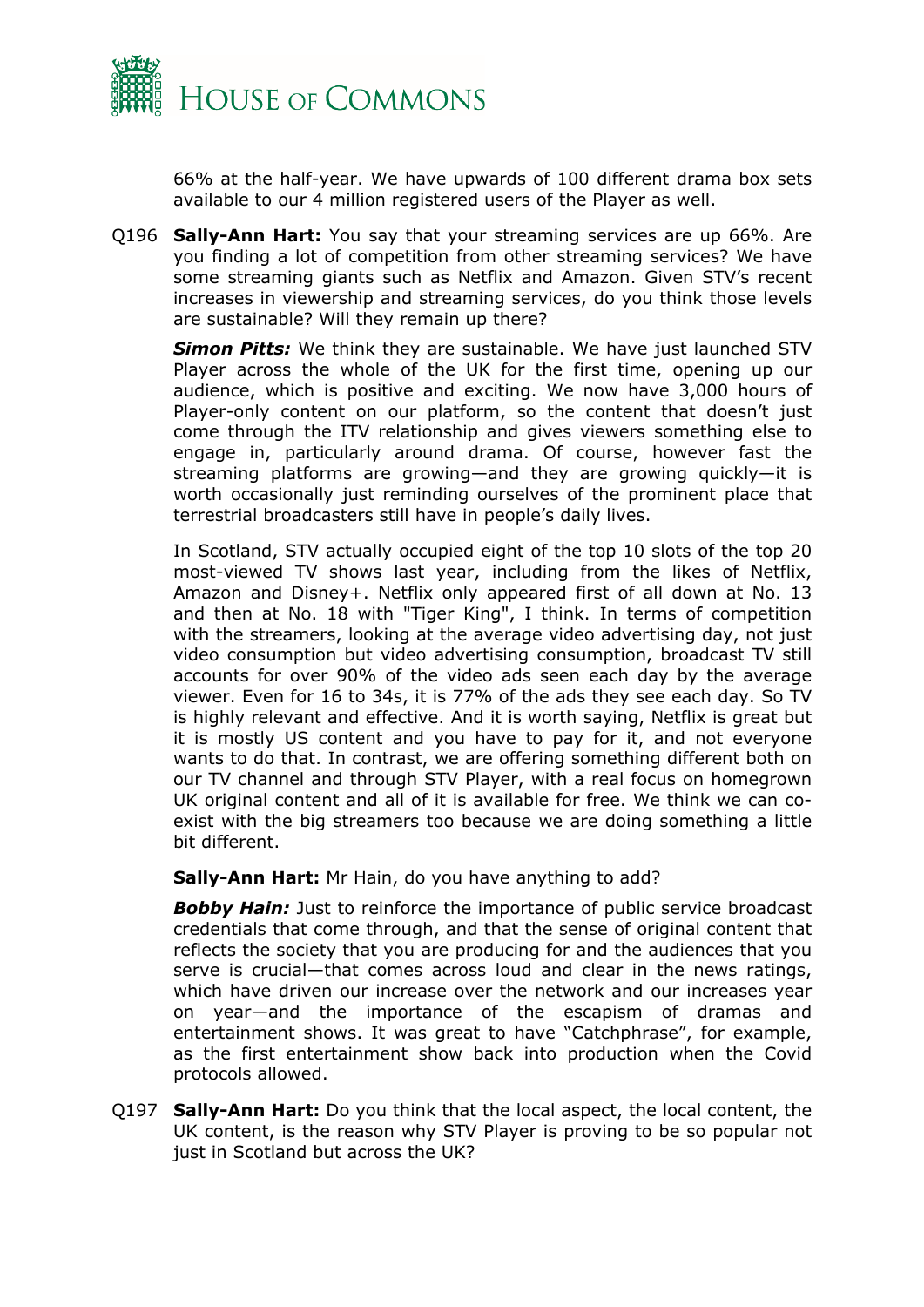66% at the half-year. We have upwards of 100 different drama box sets available to our 4 million registered users of the Player as well.

Q196 **Sally-Ann Hart:** You say that your streaming services are up 66%. Are you finding a lot of competition from other streaming services? We have some streaming giants such as Netflix and Amazon. Given STV's recent increases in viewership and streaming services, do you think those levels are sustainable? Will they remain up there?

***Simon Pitts:*** We think they are sustainable. We have just launched STV Player across the whole of the UK for the first time, opening up our audience, which is positive and exciting. We now have 3,000 hours of Player-only content on our platform, so the content that doesn't just come through the ITV relationship and gives viewers something else to engage in, particularly around drama. Of course, however fast the streaming platforms are growing—and they are growing quickly—it is worth occasionally just reminding ourselves of the prominent place that terrestrial broadcasters still have in people's daily lives.

In Scotland, STV actually occupied eight of the top 10 slots of the top 20 most-viewed TV shows last year, including from the likes of Netflix, Amazon and Disney+. Netflix only appeared first of all down at No. 13 and then at No. 18 with "Tiger King", I think. In terms of competition with the streamers, looking at the average video advertising day, not just video consumption but video advertising consumption, broadcast TV still accounts for over 90% of the video ads seen each day by the average viewer. Even for 16 to 34s, it is 77% of the ads they see each day. So TV is highly relevant and effective. And it is worth saying, Netflix is great but it is mostly US content and you have to pay for it, and not everyone wants to do that. In contrast, we are offering something different both on our TV channel and through STV Player, with a real focus on homegrown UK original content and all of it is available for free. We think we can co-exist with the big streamers too because we are doing something a little bit different.

**Sally-Ann Hart:** Mr Hain, do you have anything to add?

***Bobby Hain:*** Just to reinforce the importance of public service broadcast credentials that come through, and that the sense of original content that reflects the society that you are producing for and the audiences that you serve is crucial—that comes across loud and clear in the news ratings, which have driven our increase over the network and our increases year on year—and the importance of the escapism of dramas and entertainment shows. It was great to have "Catchphrase", for example, as the first entertainment show back into production when the Covid protocols allowed.

Q197 **Sally-Ann Hart:** Do you think that the local aspect, the local content, the UK content, is the reason why STV Player is proving to be so popular not just in Scotland but across the UK?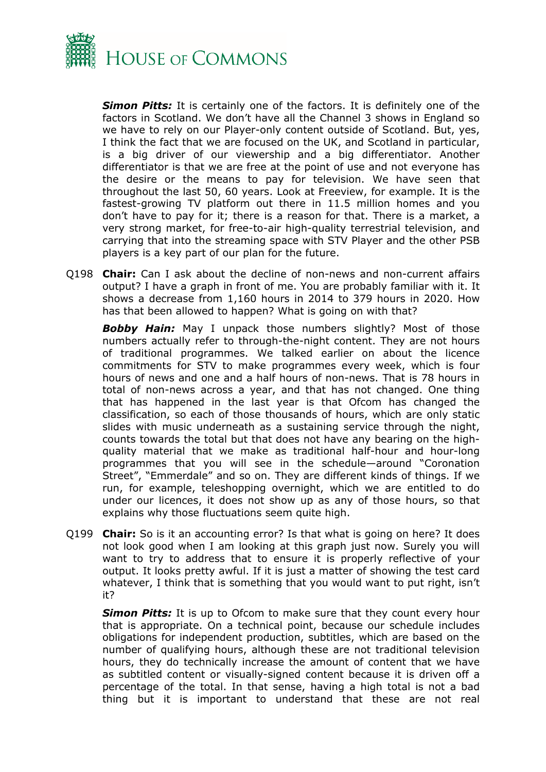***Simon Pitts:*** It is certainly one of the factors. It is definitely one of the factors in Scotland. We don't have all the Channel 3 shows in England so we have to rely on our Player-only content outside of Scotland. But, yes, I think the fact that we are focused on the UK, and Scotland in particular, is a big driver of our viewership and a big differentiator. Another differentiator is that we are free at the point of use and not everyone has the desire or the means to pay for television. We have seen that throughout the last 50, 60 years. Look at Freeview, for example. It is the fastest-growing TV platform out there in 11.5 million homes and you don't have to pay for it; there is a reason for that. There is a market, a very strong market, for free-to-air high-quality terrestrial television, and carrying that into the streaming space with STV Player and the other PSB players is a key part of our plan for the future.

Q198 **Chair:** Can I ask about the decline of non-news and non-current affairs output? I have a graph in front of me. You are probably familiar with it. It shows a decrease from 1,160 hours in 2014 to 379 hours in 2020. How has that been allowed to happen? What is going on with that?

***Bobby Hain:*** May I unpack those numbers slightly? Most of those numbers actually refer to through-the-night content. They are not hours of traditional programmes. We talked earlier on about the licence commitments for STV to make programmes every week, which is four hours of news and one and a half hours of non-news. That is 78 hours in total of non-news across a year, and that has not changed. One thing that has happened in the last year is that Ofcom has changed the classification, so each of those thousands of hours, which are only static slides with music underneath as a sustaining service through the night, counts towards the total but that does not have any bearing on the high-quality material that we make as traditional half-hour and hour-long programmes that you will see in the schedule—around "Coronation Street", "Emmerdale" and so on. They are different kinds of things. If we run, for example, teleshopping overnight, which we are entitled to do under our licences, it does not show up as any of those hours, so that explains why those fluctuations seem quite high.

Q199 **Chair:** So is it an accounting error? Is that what is going on here? It does not look good when I am looking at this graph just now. Surely you will want to try to address that to ensure it is properly reflective of your output. It looks pretty awful. If it is just a matter of showing the test card whatever, I think that is something that you would want to put right, isn't it?

***Simon Pitts:*** It is up to Ofcom to make sure that they count every hour that is appropriate. On a technical point, because our schedule includes obligations for independent production, subtitles, which are based on the number of qualifying hours, although these are not traditional television hours, they do technically increase the amount of content that we have as subtitled content or visually-signed content because it is driven off a percentage of the total. In that sense, having a high total is not a bad thing but it is important to understand that these are not real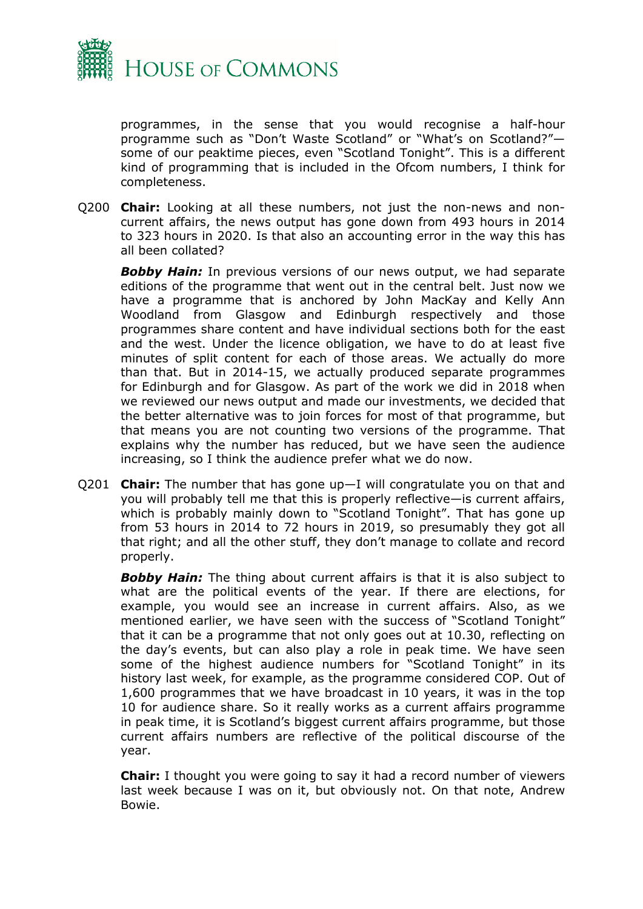programmes, in the sense that you would recognise a half-hour programme such as "Don't Waste Scotland" or "What's on Scotland?"—some of our peaktime pieces, even "Scotland Tonight". This is a different kind of programming that is included in the Ofcom numbers, I think for completeness.

Q200 **Chair:** Looking at all these numbers, not just the non-news and non-current affairs, the news output has gone down from 493 hours in 2014 to 323 hours in 2020. Is that also an accounting error in the way this has all been collated?

***Bobby Hain:*** In previous versions of our news output, we had separate editions of the programme that went out in the central belt. Just now we have a programme that is anchored by John MacKay and Kelly Ann Woodland from Glasgow and Edinburgh respectively and those programmes share content and have individual sections both for the east and the west. Under the licence obligation, we have to do at least five minutes of split content for each of those areas. We actually do more than that. But in 2014-15, we actually produced separate programmes for Edinburgh and for Glasgow. As part of the work we did in 2018 when we reviewed our news output and made our investments, we decided that the better alternative was to join forces for most of that programme, but that means you are not counting two versions of the programme. That explains why the number has reduced, but we have seen the audience increasing, so I think the audience prefer what we do now.

Q201 **Chair:** The number that has gone up—I will congratulate you on that and you will probably tell me that this is properly reflective—is current affairs, which is probably mainly down to "Scotland Tonight". That has gone up from 53 hours in 2014 to 72 hours in 2019, so presumably they got all that right; and all the other stuff, they don't manage to collate and record properly.

***Bobby Hain:*** The thing about current affairs is that it is also subject to what are the political events of the year. If there are elections, for example, you would see an increase in current affairs. Also, as we mentioned earlier, we have seen with the success of "Scotland Tonight" that it can be a programme that not only goes out at 10.30, reflecting on the day's events, but can also play a role in peak time. We have seen some of the highest audience numbers for "Scotland Tonight" in its history last week, for example, as the programme considered COP. Out of 1,600 programmes that we have broadcast in 10 years, it was in the top 10 for audience share. So it really works as a current affairs programme in peak time, it is Scotland's biggest current affairs programme, but those current affairs numbers are reflective of the political discourse of the year.

**Chair:** I thought you were going to say it had a record number of viewers last week because I was on it, but obviously not. On that note, Andrew Bowie.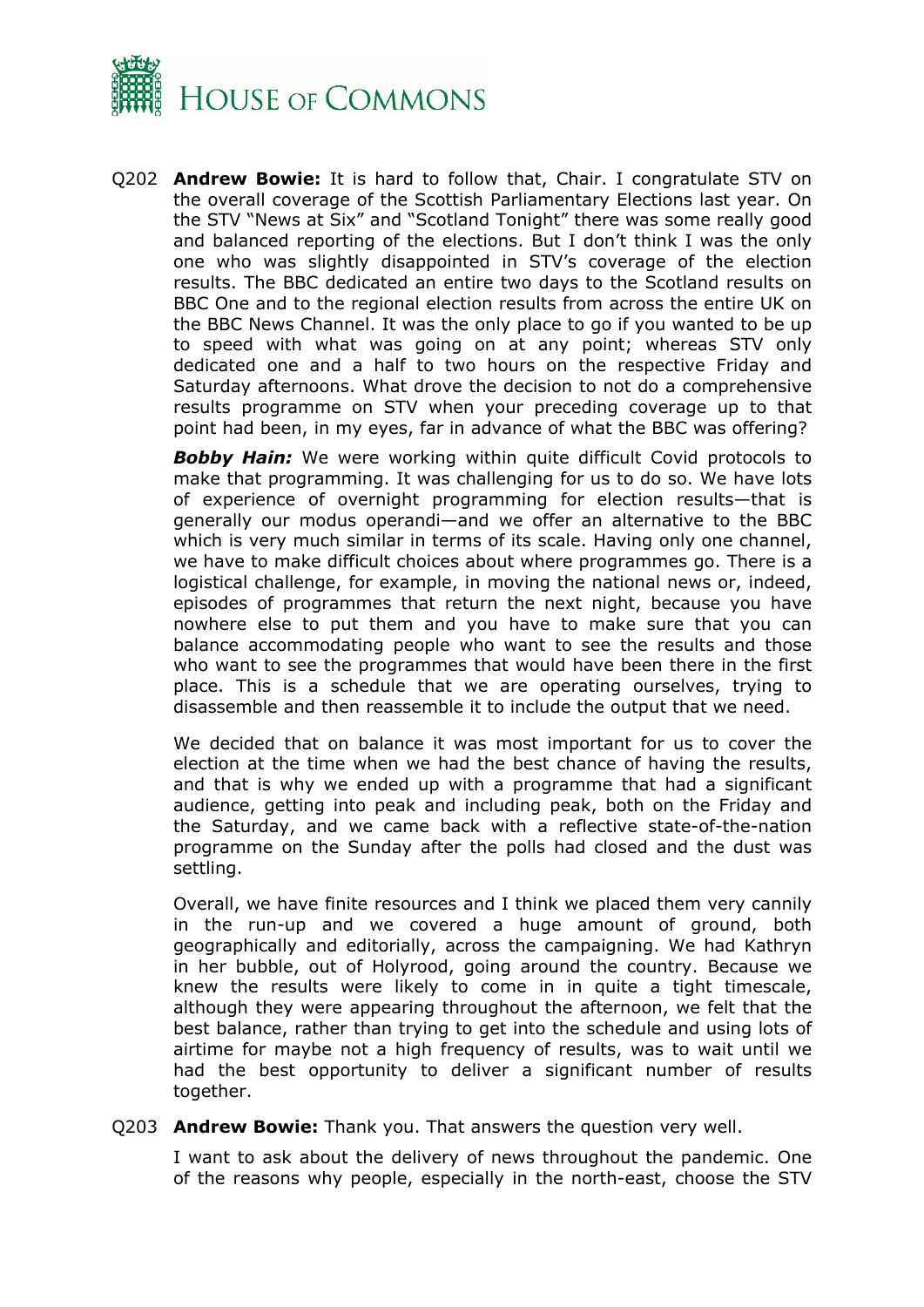Q202 **Andrew Bowie:** It is hard to follow that, Chair. I congratulate STV on the overall coverage of the Scottish Parliamentary Elections last year. On the STV "News at Six" and "Scotland Tonight" there was some really good and balanced reporting of the elections. But I don't think I was the only one who was slightly disappointed in STV's coverage of the election results. The BBC dedicated an entire two days to the Scotland results on BBC One and to the regional election results from across the entire UK on the BBC News Channel. It was the only place to go if you wanted to be up to speed with what was going on at any point; whereas STV only dedicated one and a half to two hours on the respective Friday and Saturday afternoons. What drove the decision to not do a comprehensive results programme on STV when your preceding coverage up to that point had been, in my eyes, far in advance of what the BBC was offering?

***Bobby Hain:*** We were working within quite difficult Covid protocols to make that programming. It was challenging for us to do so. We have lots of experience of overnight programming for election results—that is generally our modus operandi—and we offer an alternative to the BBC which is very much similar in terms of its scale. Having only one channel, we have to make difficult choices about where programmes go. There is a logistical challenge, for example, in moving the national news or, indeed, episodes of programmes that return the next night, because you have nowhere else to put them and you have to make sure that you can balance accommodating people who want to see the results and those who want to see the programmes that would have been there in the first place. This is a schedule that we are operating ourselves, trying to disassemble and then reassemble it to include the output that we need.

We decided that on balance it was most important for us to cover the election at the time when we had the best chance of having the results, and that is why we ended up with a programme that had a significant audience, getting into peak and including peak, both on the Friday and the Saturday, and we came back with a reflective state-of-the-nation programme on the Sunday after the polls had closed and the dust was settling.

Overall, we have finite resources and I think we placed them very cannily in the run-up and we covered a huge amount of ground, both geographically and editorially, across the campaigning. We had Kathryn in her bubble, out of Holyrood, going around the country. Because we knew the results were likely to come in in quite a tight timescale, although they were appearing throughout the afternoon, we felt that the best balance, rather than trying to get into the schedule and using lots of airtime for maybe not a high frequency of results, was to wait until we had the best opportunity to deliver a significant number of results together.

Q203 **Andrew Bowie:** Thank you. That answers the question very well.

I want to ask about the delivery of news throughout the pandemic. One of the reasons why people, especially in the north-east, choose the STV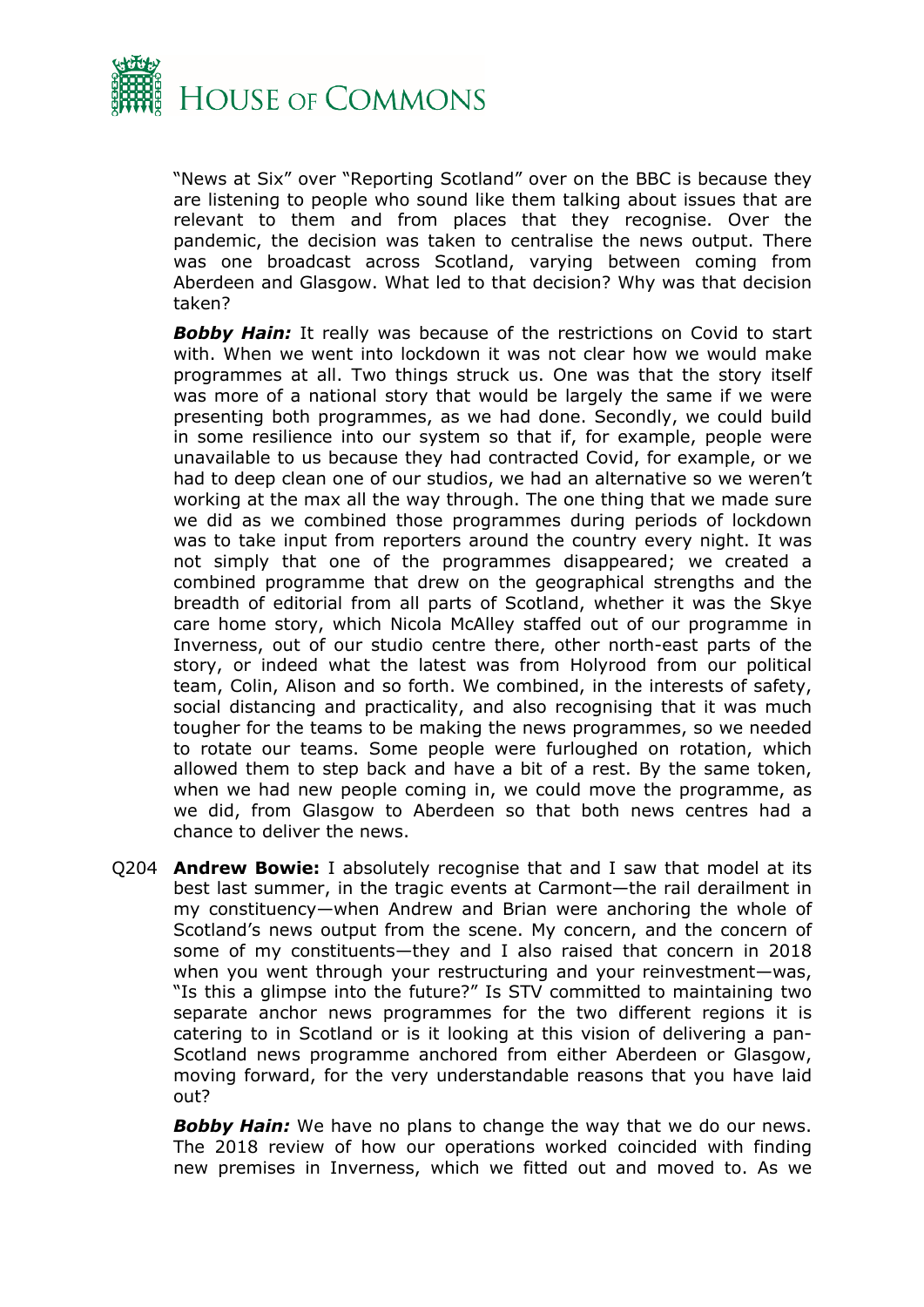"News at Six" over "Reporting Scotland" over on the BBC is because they are listening to people who sound like them talking about issues that are relevant to them and from places that they recognise. Over the pandemic, the decision was taken to centralise the news output. There was one broadcast across Scotland, varying between coming from Aberdeen and Glasgow. What led to that decision? Why was that decision taken?

***Bobby Hain:*** It really was because of the restrictions on Covid to start with. When we went into lockdown it was not clear how we would make programmes at all. Two things struck us. One was that the story itself was more of a national story that would be largely the same if we were presenting both programmes, as we had done. Secondly, we could build in some resilience into our system so that if, for example, people were unavailable to us because they had contracted Covid, for example, or we had to deep clean one of our studios, we had an alternative so we weren't working at the max all the way through. The one thing that we made sure we did as we combined those programmes during periods of lockdown was to take input from reporters around the country every night. It was not simply that one of the programmes disappeared; we created a combined programme that drew on the geographical strengths and the breadth of editorial from all parts of Scotland, whether it was the Skye care home story, which Nicola McAlley staffed out of our programme in Inverness, out of our studio centre there, other north-east parts of the story, or indeed what the latest was from Holyrood from our political team, Colin, Alison and so forth. We combined, in the interests of safety, social distancing and practicality, and also recognising that it was much tougher for the teams to be making the news programmes, so we needed to rotate our teams. Some people were furloughed on rotation, which allowed them to step back and have a bit of a rest. By the same token, when we had new people coming in, we could move the programme, as we did, from Glasgow to Aberdeen so that both news centres had a chance to deliver the news.

Q204 **Andrew Bowie:** I absolutely recognise that and I saw that model at its best last summer, in the tragic events at Carmont—the rail derailment in my constituency—when Andrew and Brian were anchoring the whole of Scotland's news output from the scene. My concern, and the concern of some of my constituents—they and I also raised that concern in 2018 when you went through your restructuring and your reinvestment—was, "Is this a glimpse into the future?" Is STV committed to maintaining two separate anchor news programmes for the two different regions it is catering to in Scotland or is it looking at this vision of delivering a pan-Scotland news programme anchored from either Aberdeen or Glasgow, moving forward, for the very understandable reasons that you have laid out?

***Bobby Hain:*** We have no plans to change the way that we do our news. The 2018 review of how our operations worked coincided with finding new premises in Inverness, which we fitted out and moved to. As we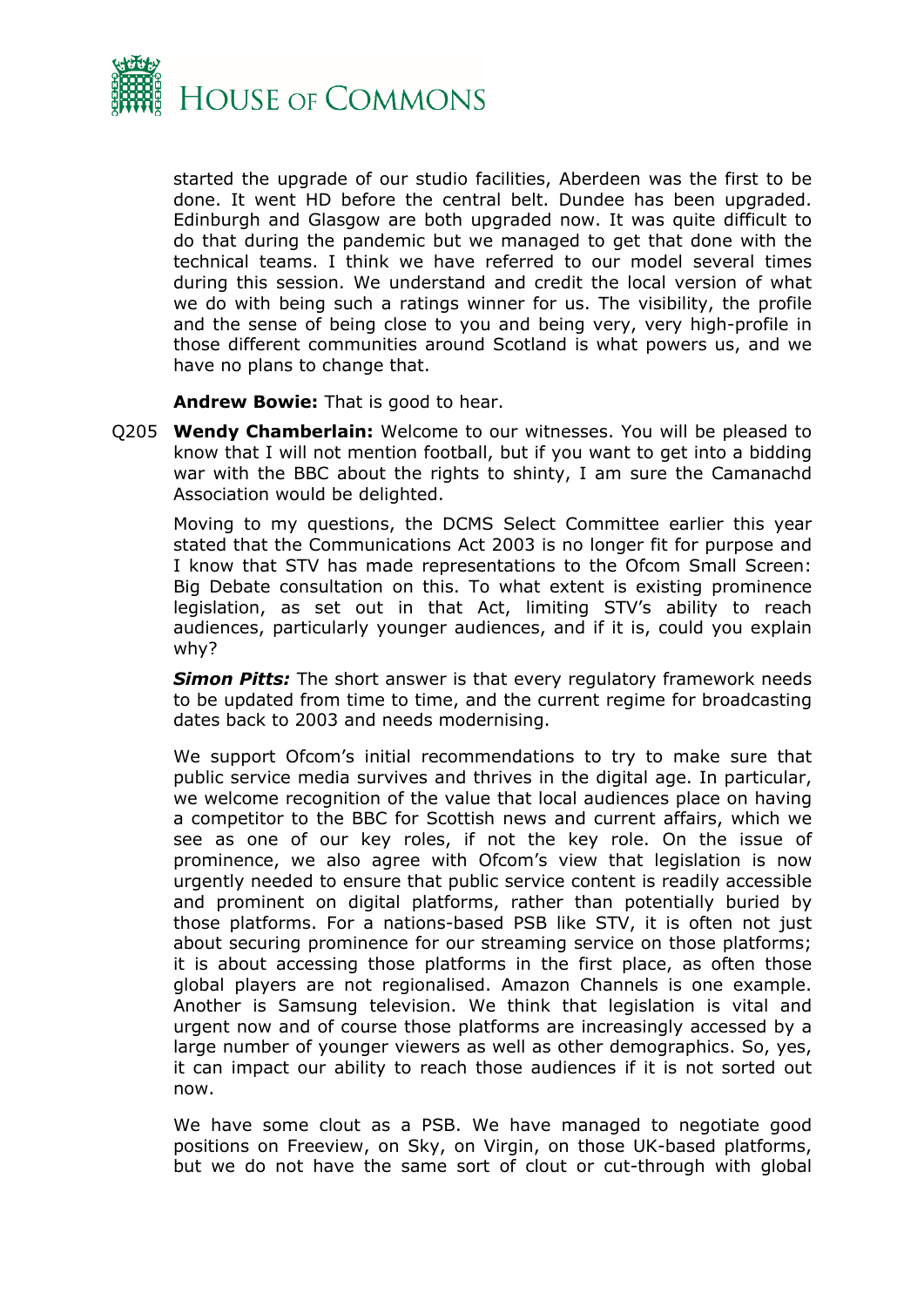started the upgrade of our studio facilities, Aberdeen was the first to be done. It went HD before the central belt. Dundee has been upgraded. Edinburgh and Glasgow are both upgraded now. It was quite difficult to do that during the pandemic but we managed to get that done with the technical teams. I think we have referred to our model several times during this session. We understand and credit the local version of what we do with being such a ratings winner for us. The visibility, the profile and the sense of being close to you and being very, very high-profile in those different communities around Scotland is what powers us, and we have no plans to change that.

**Andrew Bowie:** That is good to hear.

Q205 **Wendy Chamberlain:** Welcome to our witnesses. You will be pleased to know that I will not mention football, but if you want to get into a bidding war with the BBC about the rights to shinty, I am sure the Camanachd Association would be delighted.

Moving to my questions, the DCMS Select Committee earlier this year stated that the Communications Act 2003 is no longer fit for purpose and I know that STV has made representations to the Ofcom Small Screen: Big Debate consultation on this. To what extent is existing prominence legislation, as set out in that Act, limiting STV's ability to reach audiences, particularly younger audiences, and if it is, could you explain why?

***Simon Pitts:*** The short answer is that every regulatory framework needs to be updated from time to time, and the current regime for broadcasting dates back to 2003 and needs modernising.

We support Ofcom's initial recommendations to try to make sure that public service media survives and thrives in the digital age. In particular, we welcome recognition of the value that local audiences place on having a competitor to the BBC for Scottish news and current affairs, which we see as one of our key roles, if not the key role. On the issue of prominence, we also agree with Ofcom's view that legislation is now urgently needed to ensure that public service content is readily accessible and prominent on digital platforms, rather than potentially buried by those platforms. For a nations-based PSB like STV, it is often not just about securing prominence for our streaming service on those platforms; it is about accessing those platforms in the first place, as often those global players are not regionalised. Amazon Channels is one example. Another is Samsung television. We think that legislation is vital and urgent now and of course those platforms are increasingly accessed by a large number of younger viewers as well as other demographics. So, yes, it can impact our ability to reach those audiences if it is not sorted out now.

We have some clout as a PSB. We have managed to negotiate good positions on Freeview, on Sky, on Virgin, on those UK-based platforms, but we do not have the same sort of clout or cut-through with global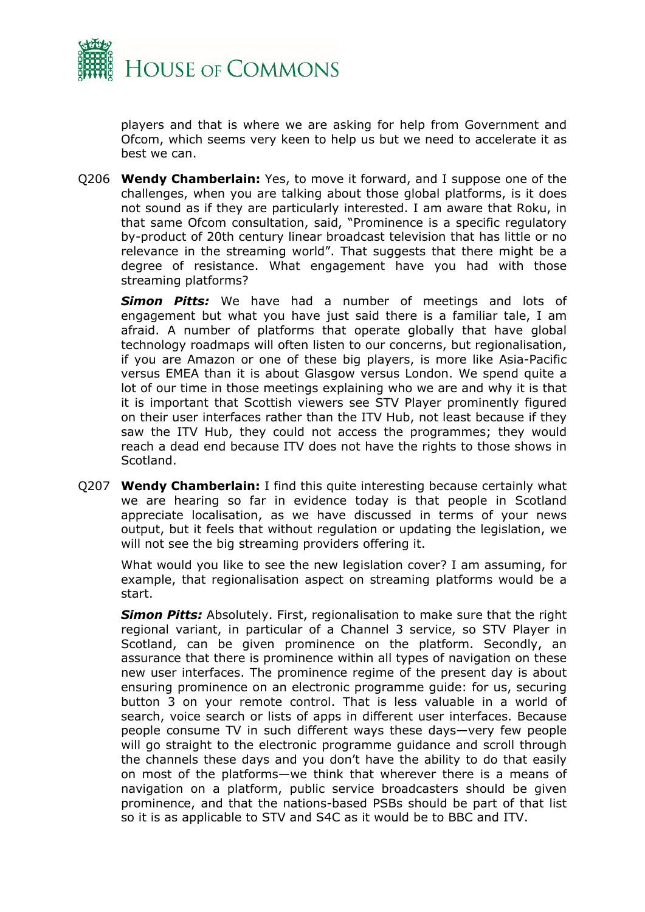players and that is where we are asking for help from Government and Ofcom, which seems very keen to help us but we need to accelerate it as best we can.

Q206 **Wendy Chamberlain:** Yes, to move it forward, and I suppose one of the challenges, when you are talking about those global platforms, is it does not sound as if they are particularly interested. I am aware that Roku, in that same Ofcom consultation, said, "Prominence is a specific regulatory by-product of 20th century linear broadcast television that has little or no relevance in the streaming world". That suggests that there might be a degree of resistance. What engagement have you had with those streaming platforms?

***Simon Pitts:*** We have had a number of meetings and lots of engagement but what you have just said there is a familiar tale, I am afraid. A number of platforms that operate globally that have global technology roadmaps will often listen to our concerns, but regionalisation, if you are Amazon or one of these big players, is more like Asia-Pacific versus EMEA than it is about Glasgow versus London. We spend quite a lot of our time in those meetings explaining who we are and why it is that it is important that Scottish viewers see STV Player prominently figured on their user interfaces rather than the ITV Hub, not least because if they saw the ITV Hub, they could not access the programmes; they would reach a dead end because ITV does not have the rights to those shows in Scotland.

Q207 **Wendy Chamberlain:** I find this quite interesting because certainly what we are hearing so far in evidence today is that people in Scotland appreciate localisation, as we have discussed in terms of your news output, but it feels that without regulation or updating the legislation, we will not see the big streaming providers offering it.

What would you like to see the new legislation cover? I am assuming, for example, that regionalisation aspect on streaming platforms would be a start.

***Simon Pitts:*** Absolutely. First, regionalisation to make sure that the right regional variant, in particular of a Channel 3 service, so STV Player in Scotland, can be given prominence on the platform. Secondly, an assurance that there is prominence within all types of navigation on these new user interfaces. The prominence regime of the present day is about ensuring prominence on an electronic programme guide: for us, securing button 3 on your remote control. That is less valuable in a world of search, voice search or lists of apps in different user interfaces. Because people consume TV in such different ways these days—very few people will go straight to the electronic programme guidance and scroll through the channels these days and you don't have the ability to do that easily on most of the platforms—we think that wherever there is a means of navigation on a platform, public service broadcasters should be given prominence, and that the nations-based PSBs should be part of that list so it is as applicable to STV and S4C as it would be to BBC and ITV.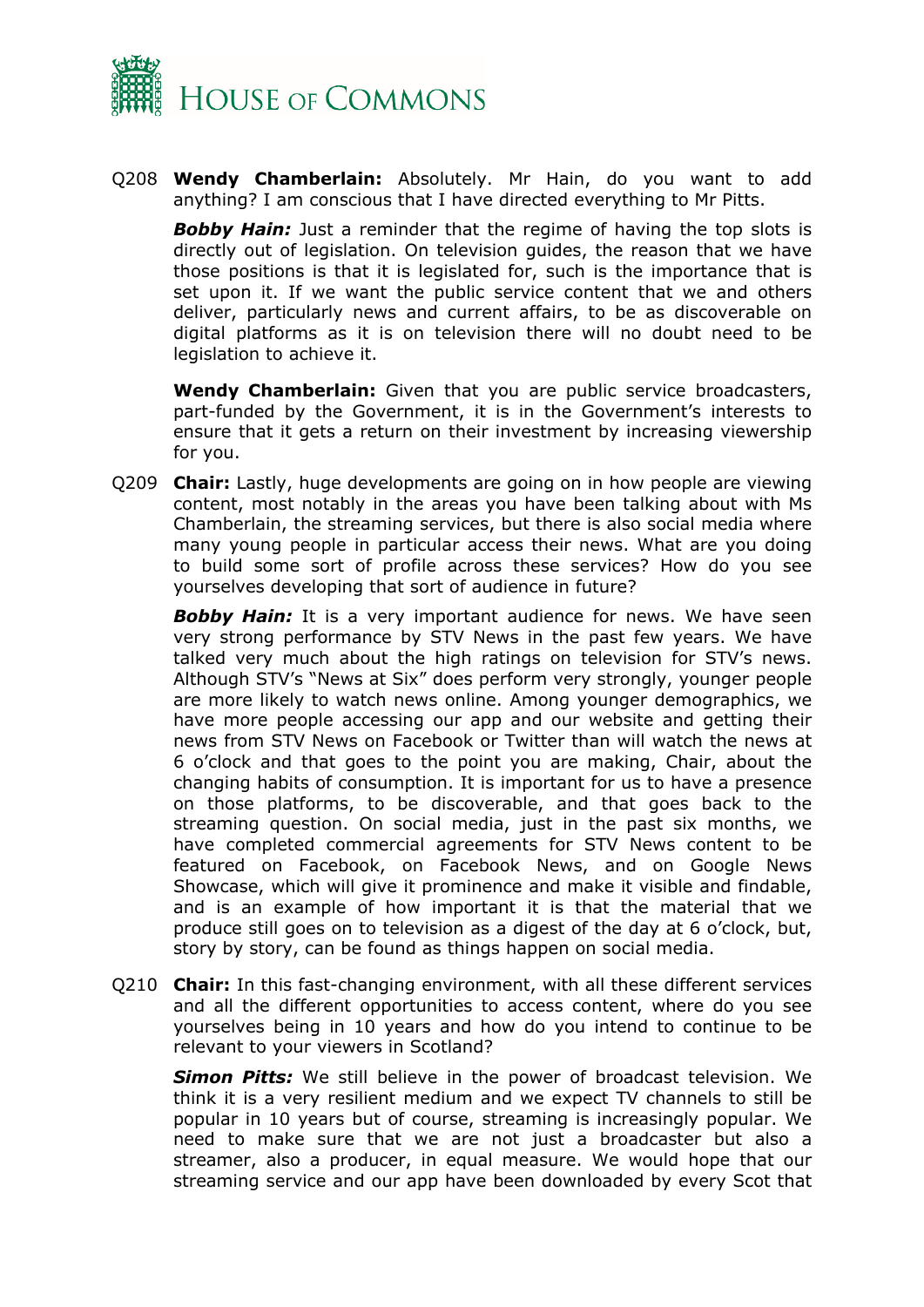Q208 **Wendy Chamberlain:** Absolutely. Mr Hain, do you want to add anything? I am conscious that I have directed everything to Mr Pitts.

***Bobby Hain:*** Just a reminder that the regime of having the top slots is directly out of legislation. On television guides, the reason that we have those positions is that it is legislated for, such is the importance that is set upon it. If we want the public service content that we and others deliver, particularly news and current affairs, to be as discoverable on digital platforms as it is on television there will no doubt need to be legislation to achieve it.

**Wendy Chamberlain:** Given that you are public service broadcasters, part-funded by the Government, it is in the Government's interests to ensure that it gets a return on their investment by increasing viewership for you.

Q209 **Chair:** Lastly, huge developments are going on in how people are viewing content, most notably in the areas you have been talking about with Ms Chamberlain, the streaming services, but there is also social media where many young people in particular access their news. What are you doing to build some sort of profile across these services? How do you see yourselves developing that sort of audience in future?

***Bobby Hain:*** It is a very important audience for news. We have seen very strong performance by STV News in the past few years. We have talked very much about the high ratings on television for STV's news. Although STV's "News at Six" does perform very strongly, younger people are more likely to watch news online. Among younger demographics, we have more people accessing our app and our website and getting their news from STV News on Facebook or Twitter than will watch the news at 6 o'clock and that goes to the point you are making, Chair, about the changing habits of consumption. It is important for us to have a presence on those platforms, to be discoverable, and that goes back to the streaming question. On social media, just in the past six months, we have completed commercial agreements for STV News content to be featured on Facebook, on Facebook News, and on Google News Showcase, which will give it prominence and make it visible and findable, and is an example of how important it is that the material that we produce still goes on to television as a digest of the day at 6 o'clock, but, story by story, can be found as things happen on social media.

Q210 **Chair:** In this fast-changing environment, with all these different services and all the different opportunities to access content, where do you see yourselves being in 10 years and how do you intend to continue to be relevant to your viewers in Scotland?

***Simon Pitts:*** We still believe in the power of broadcast television. We think it is a very resilient medium and we expect TV channels to still be popular in 10 years but of course, streaming is increasingly popular. We need to make sure that we are not just a broadcaster but also a streamer, also a producer, in equal measure. We would hope that our streaming service and our app have been downloaded by every Scot that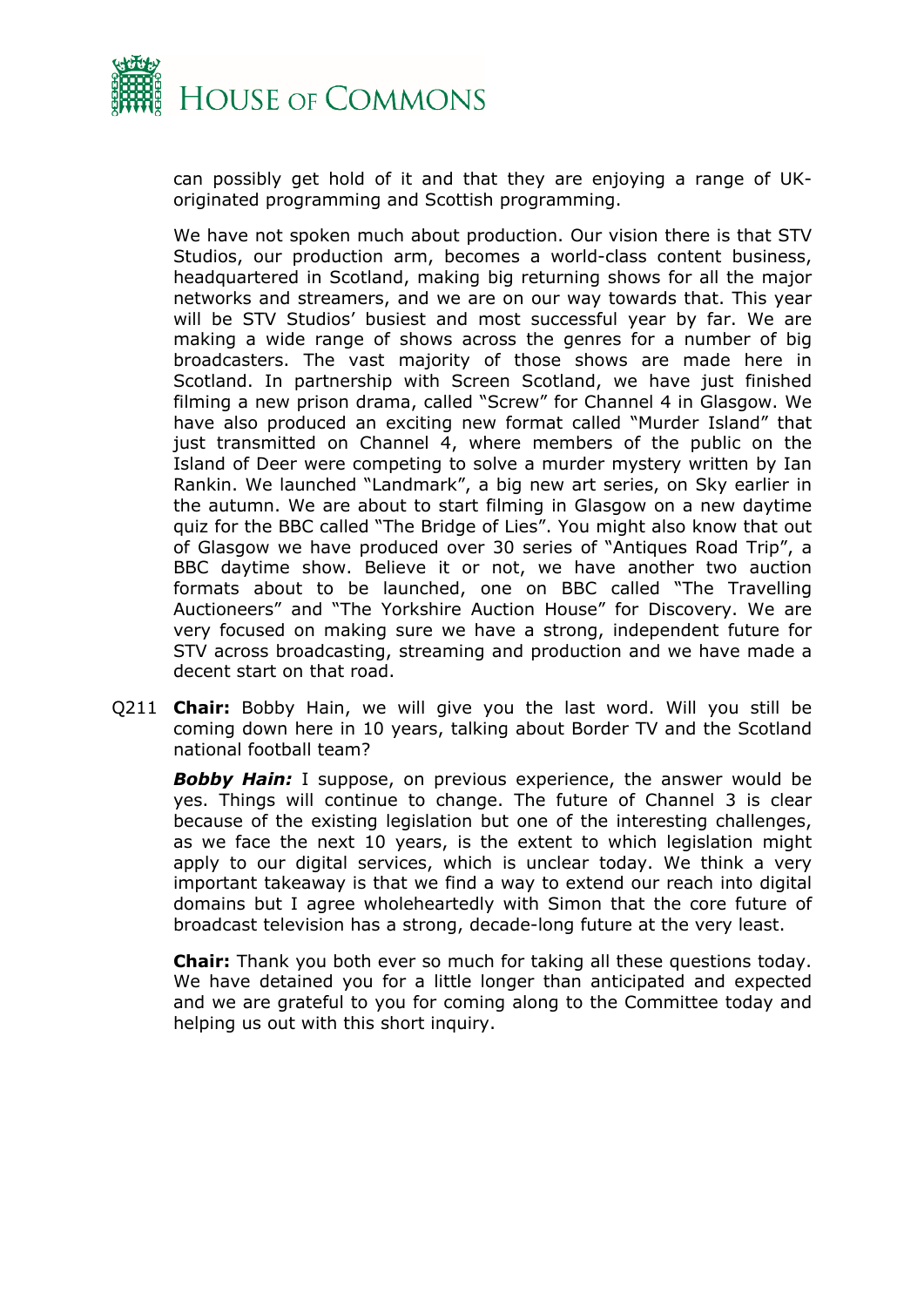can possibly get hold of it and that they are enjoying a range of UK-originated programming and Scottish programming.

We have not spoken much about production. Our vision there is that STV Studios, our production arm, becomes a world-class content business, headquartered in Scotland, making big returning shows for all the major networks and streamers, and we are on our way towards that. This year will be STV Studios' busiest and most successful year by far. We are making a wide range of shows across the genres for a number of big broadcasters. The vast majority of those shows are made here in Scotland. In partnership with Screen Scotland, we have just finished filming a new prison drama, called "Screw" for Channel 4 in Glasgow. We have also produced an exciting new format called "Murder Island" that just transmitted on Channel 4, where members of the public on the Island of Deer were competing to solve a murder mystery written by Ian Rankin. We launched "Landmark", a big new art series, on Sky earlier in the autumn. We are about to start filming in Glasgow on a new daytime quiz for the BBC called "The Bridge of Lies". You might also know that out of Glasgow we have produced over 30 series of "Antiques Road Trip", a BBC daytime show. Believe it or not, we have another two auction formats about to be launched, one on BBC called "The Travelling Auctioneers" and "The Yorkshire Auction House" for Discovery. We are very focused on making sure we have a strong, independent future for STV across broadcasting, streaming and production and we have made a decent start on that road.

Q211 **Chair:** Bobby Hain, we will give you the last word. Will you still be coming down here in 10 years, talking about Border TV and the Scotland national football team?

***Bobby Hain:*** I suppose, on previous experience, the answer would be yes. Things will continue to change. The future of Channel 3 is clear because of the existing legislation but one of the interesting challenges, as we face the next 10 years, is the extent to which legislation might apply to our digital services, which is unclear today. We think a very important takeaway is that we find a way to extend our reach into digital domains but I agree wholeheartedly with Simon that the core future of broadcast television has a strong, decade-long future at the very least.

**Chair:** Thank you both ever so much for taking all these questions today. We have detained you for a little longer than anticipated and expected and we are grateful to you for coming along to the Committee today and helping us out with this short inquiry.